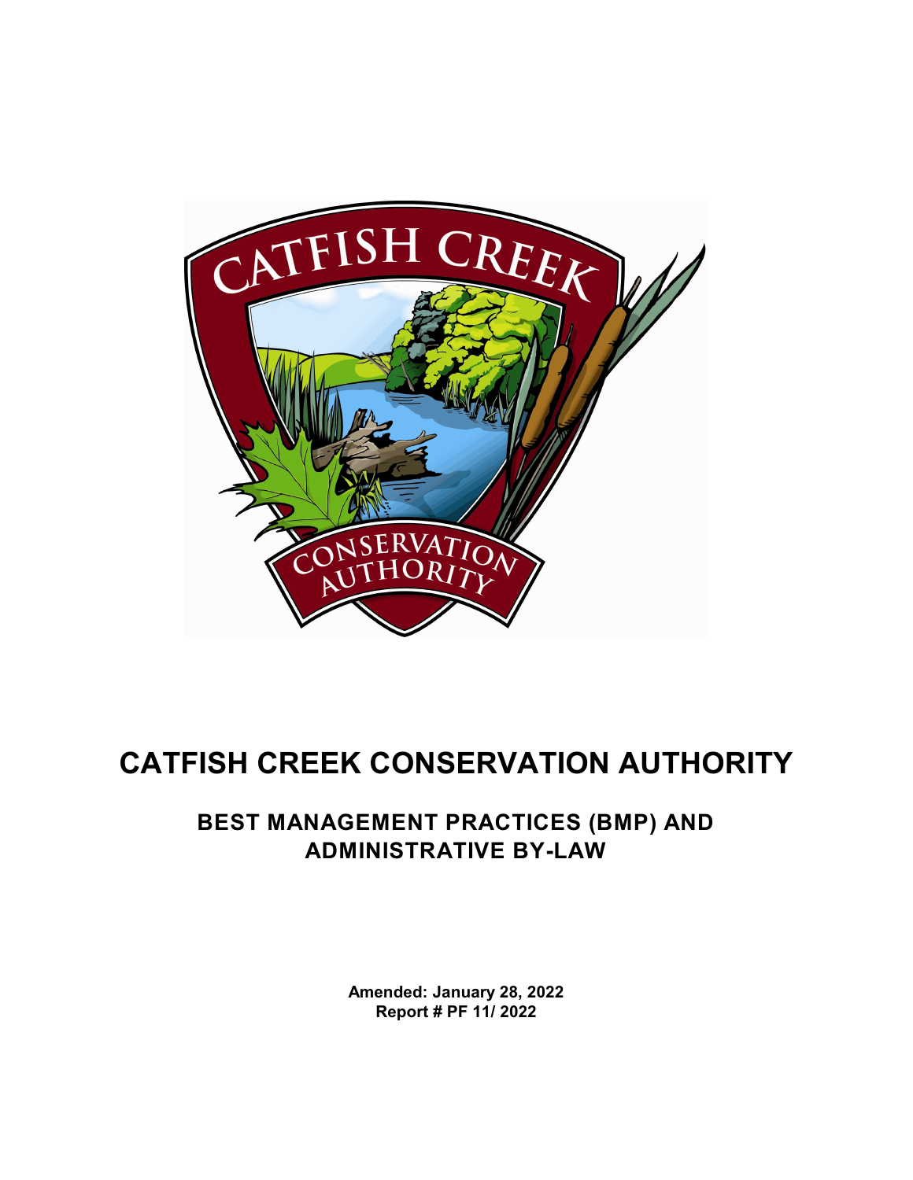# CATFISH CREEK CONSERVATION AUTHORITY

## BEST MANAGEMENT PRACTICES (BMP) AND ADMINISTRATIVE BY-LAW

**Amended: January 28, 2022**
**Report # PF 11/ 2022**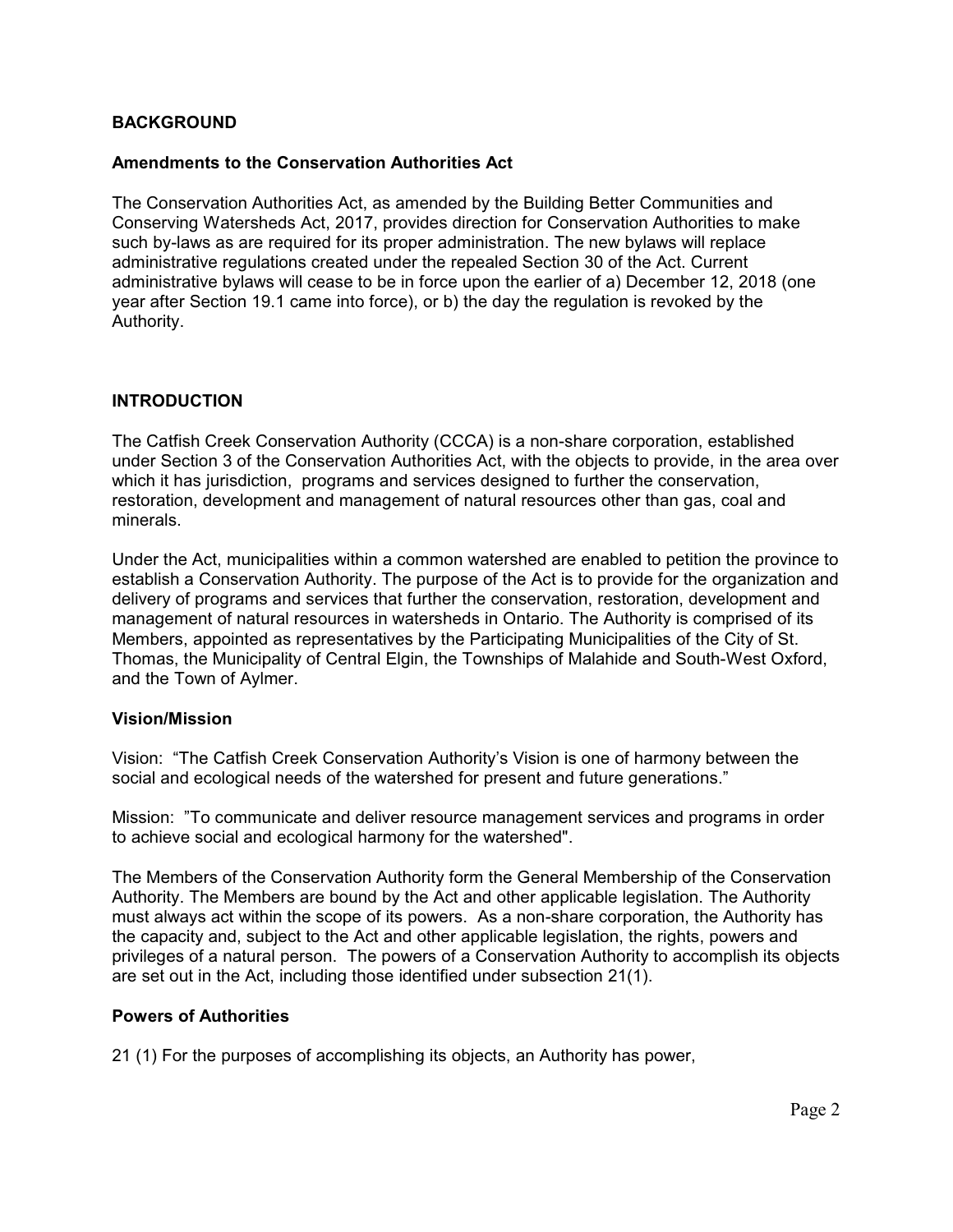## BACKGROUND

### Amendments to the Conservation Authorities Act

The Conservation Authorities Act, as amended by the Building Better Communities and Conserving Watersheds Act, 2017, provides direction for Conservation Authorities to make such by-laws as are required for its proper administration. The new bylaws will replace administrative regulations created under the repealed Section 30 of the Act. Current administrative bylaws will cease to be in force upon the earlier of a) December 12, 2018 (one year after Section 19.1 came into force), or b) the day the regulation is revoked by the Authority.

## INTRODUCTION

The Catfish Creek Conservation Authority (CCCA) is a non-share corporation, established under Section 3 of the Conservation Authorities Act, with the objects to provide, in the area over which it has jurisdiction, programs and services designed to further the conservation, restoration, development and management of natural resources other than gas, coal and minerals.

Under the Act, municipalities within a common watershed are enabled to petition the province to establish a Conservation Authority. The purpose of the Act is to provide for the organization and delivery of programs and services that further the conservation, restoration, development and management of natural resources in watersheds in Ontario. The Authority is comprised of its Members, appointed as representatives by the Participating Municipalities of the City of St. Thomas, the Municipality of Central Elgin, the Townships of Malahide and South-West Oxford, and the Town of Aylmer.

### Vision/Mission

Vision: "The Catfish Creek Conservation Authority's Vision is one of harmony between the social and ecological needs of the watershed for present and future generations."

Mission: "To communicate and deliver resource management services and programs in order to achieve social and ecological harmony for the watershed".

The Members of the Conservation Authority form the General Membership of the Conservation Authority. The Members are bound by the Act and other applicable legislation. The Authority must always act within the scope of its powers. As a non-share corporation, the Authority has the capacity and, subject to the Act and other applicable legislation, the rights, powers and privileges of a natural person. The powers of a Conservation Authority to accomplish its objects are set out in the Act, including those identified under subsection 21(1).

### Powers of Authorities

21 (1) For the purposes of accomplishing its objects, an Authority has power,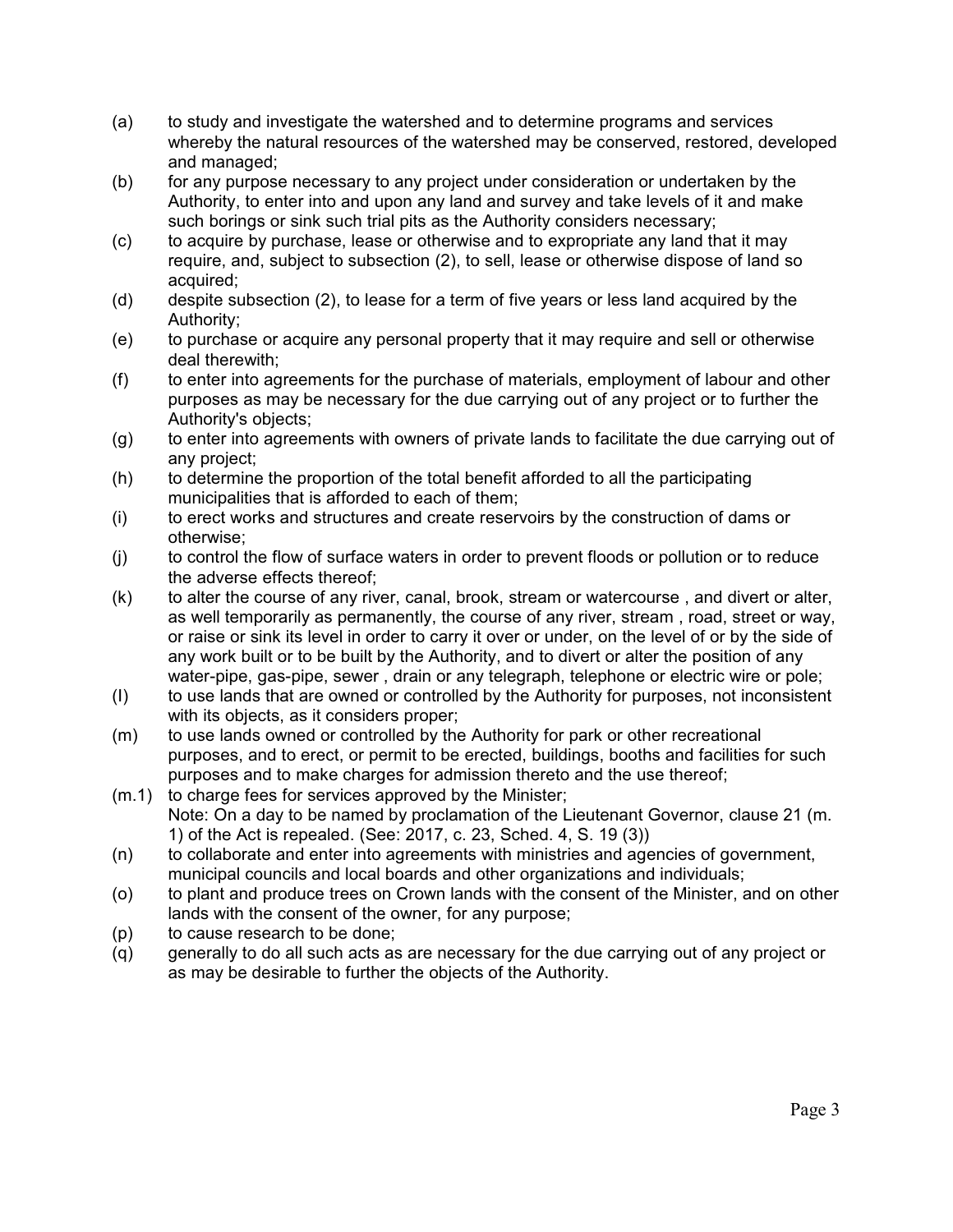- (a) to study and investigate the watershed and to determine programs and services whereby the natural resources of the watershed may be conserved, restored, developed and managed;
- (b) for any purpose necessary to any project under consideration or undertaken by the Authority, to enter into and upon any land and survey and take levels of it and make such borings or sink such trial pits as the Authority considers necessary;
- (c) to acquire by purchase, lease or otherwise and to expropriate any land that it may require, and, subject to subsection (2), to sell, lease or otherwise dispose of land so acquired;
- (d) despite subsection (2), to lease for a term of five years or less land acquired by the Authority;
- (e) to purchase or acquire any personal property that it may require and sell or otherwise deal therewith;
- (f) to enter into agreements for the purchase of materials, employment of labour and other purposes as may be necessary for the due carrying out of any project or to further the Authority's objects;
- (g) to enter into agreements with owners of private lands to facilitate the due carrying out of any project;
- (h) to determine the proportion of the total benefit afforded to all the participating municipalities that is afforded to each of them;
- (i) to erect works and structures and create reservoirs by the construction of dams or otherwise;
- (j) to control the flow of surface waters in order to prevent floods or pollution or to reduce the adverse effects thereof;
- (k) to alter the course of any river, canal, brook, stream or watercourse , and divert or alter, as well temporarily as permanently, the course of any river, stream , road, street or way, or raise or sink its level in order to carry it over or under, on the level of or by the side of any work built or to be built by the Authority, and to divert or alter the position of any water-pipe, gas-pipe, sewer , drain or any telegraph, telephone or electric wire or pole;
- (l) to use lands that are owned or controlled by the Authority for purposes, not inconsistent with its objects, as it considers proper;
- (m) to use lands owned or controlled by the Authority for park or other recreational purposes, and to erect, or permit to be erected, buildings, booths and facilities for such purposes and to make charges for admission thereto and the use thereof;
- (m.1) to charge fees for services approved by the Minister;
  Note: On a day to be named by proclamation of the Lieutenant Governor, clause 21 (m. 1) of the Act is repealed. (See: 2017, c. 23, Sched. 4, S. 19 (3))
- (n) to collaborate and enter into agreements with ministries and agencies of government, municipal councils and local boards and other organizations and individuals;
- (o) to plant and produce trees on Crown lands with the consent of the Minister, and on other lands with the consent of the owner, for any purpose;
- (p) to cause research to be done;
- (q) generally to do all such acts as are necessary for the due carrying out of any project or as may be desirable to further the objects of the Authority.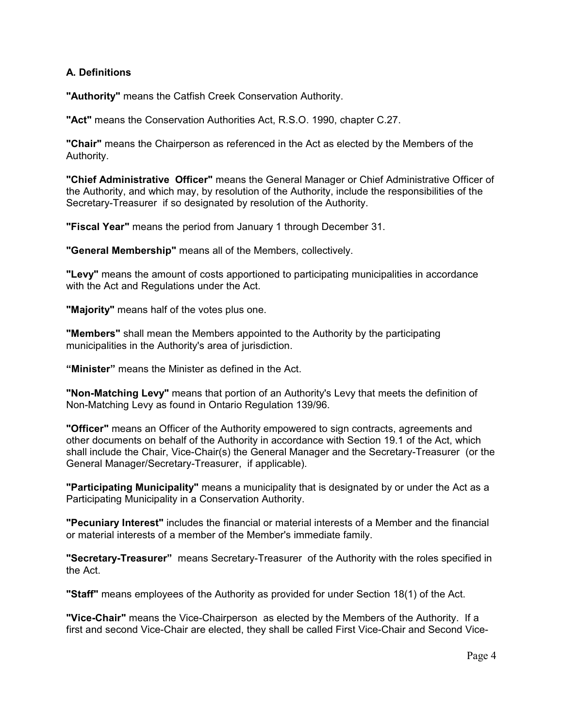### A. Definitions

**"Authority"** means the Catfish Creek Conservation Authority.

**"Act"** means the Conservation Authorities Act, R.S.O. 1990, chapter C.27.

**"Chair"** means the Chairperson as referenced in the Act as elected by the Members of the Authority.

**"Chief Administrative Officer"** means the General Manager or Chief Administrative Officer of the Authority, and which may, by resolution of the Authority, include the responsibilities of the Secretary-Treasurer if so designated by resolution of the Authority.

**"Fiscal Year"** means the period from January 1 through December 31.

**"General Membership"** means all of the Members, collectively.

**"Levy"** means the amount of costs apportioned to participating municipalities in accordance with the Act and Regulations under the Act.

**"Majority"** means half of the votes plus one.

**"Members"** shall mean the Members appointed to the Authority by the participating municipalities in the Authority's area of jurisdiction.

**"Minister"** means the Minister as defined in the Act.

**"Non-Matching Levy"** means that portion of an Authority's Levy that meets the definition of Non-Matching Levy as found in Ontario Regulation 139/96.

**"Officer"** means an Officer of the Authority empowered to sign contracts, agreements and other documents on behalf of the Authority in accordance with Section 19.1 of the Act, which shall include the Chair, Vice-Chair(s) the General Manager and the Secretary-Treasurer (or the General Manager/Secretary-Treasurer, if applicable).

**"Participating Municipality"** means a municipality that is designated by or under the Act as a Participating Municipality in a Conservation Authority.

**"Pecuniary Interest"** includes the financial or material interests of a Member and the financial or material interests of a member of the Member's immediate family.

**"Secretary-Treasurer"** means Secretary-Treasurer of the Authority with the roles specified in the Act.

**"Staff"** means employees of the Authority as provided for under Section 18(1) of the Act.

**"Vice-Chair"** means the Vice-Chairperson as elected by the Members of the Authority. If a first and second Vice-Chair are elected, they shall be called First Vice-Chair and Second Vice-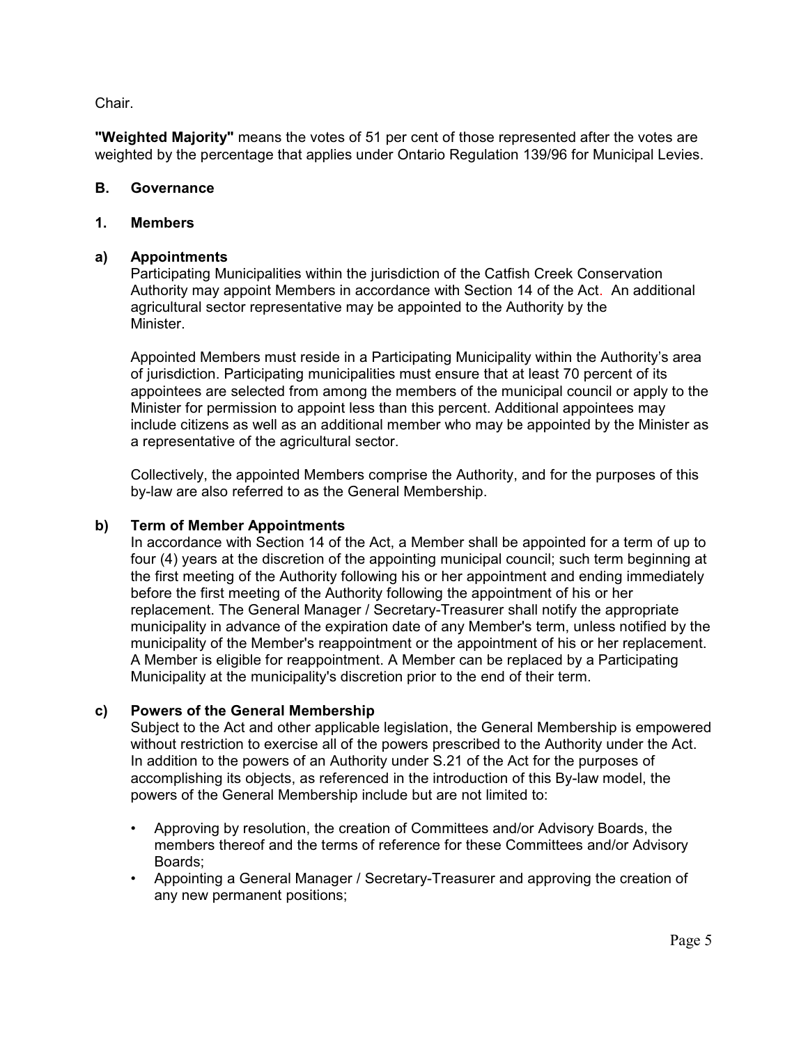Chair.

**"Weighted Majority"** means the votes of 51 per cent of those represented after the votes are weighted by the percentage that applies under Ontario Regulation 139/96 for Municipal Levies.

## B. Governance

### 1. Members

#### a) Appointments

Participating Municipalities within the jurisdiction of the Catfish Creek Conservation Authority may appoint Members in accordance with Section 14 of the Act. An additional agricultural sector representative may be appointed to the Authority by the Minister.

Appointed Members must reside in a Participating Municipality within the Authority's area of jurisdiction. Participating municipalities must ensure that at least 70 percent of its appointees are selected from among the members of the municipal council or apply to the Minister for permission to appoint less than this percent. Additional appointees may include citizens as well as an additional member who may be appointed by the Minister as a representative of the agricultural sector.

Collectively, the appointed Members comprise the Authority, and for the purposes of this by-law are also referred to as the General Membership.

#### b) Term of Member Appointments

In accordance with Section 14 of the Act, a Member shall be appointed for a term of up to four (4) years at the discretion of the appointing municipal council; such term beginning at the first meeting of the Authority following his or her appointment and ending immediately before the first meeting of the Authority following the appointment of his or her replacement. The General Manager / Secretary-Treasurer shall notify the appropriate municipality in advance of the expiration date of any Member's term, unless notified by the municipality of the Member's reappointment or the appointment of his or her replacement. A Member is eligible for reappointment. A Member can be replaced by a Participating Municipality at the municipality's discretion prior to the end of their term.

#### c) Powers of the General Membership

Subject to the Act and other applicable legislation, the General Membership is empowered without restriction to exercise all of the powers prescribed to the Authority under the Act. In addition to the powers of an Authority under S.21 of the Act for the purposes of accomplishing its objects, as referenced in the introduction of this By-law model, the powers of the General Membership include but are not limited to:

- Approving by resolution, the creation of Committees and/or Advisory Boards, the members thereof and the terms of reference for these Committees and/or Advisory Boards;
- Appointing a General Manager / Secretary-Treasurer and approving the creation of any new permanent positions;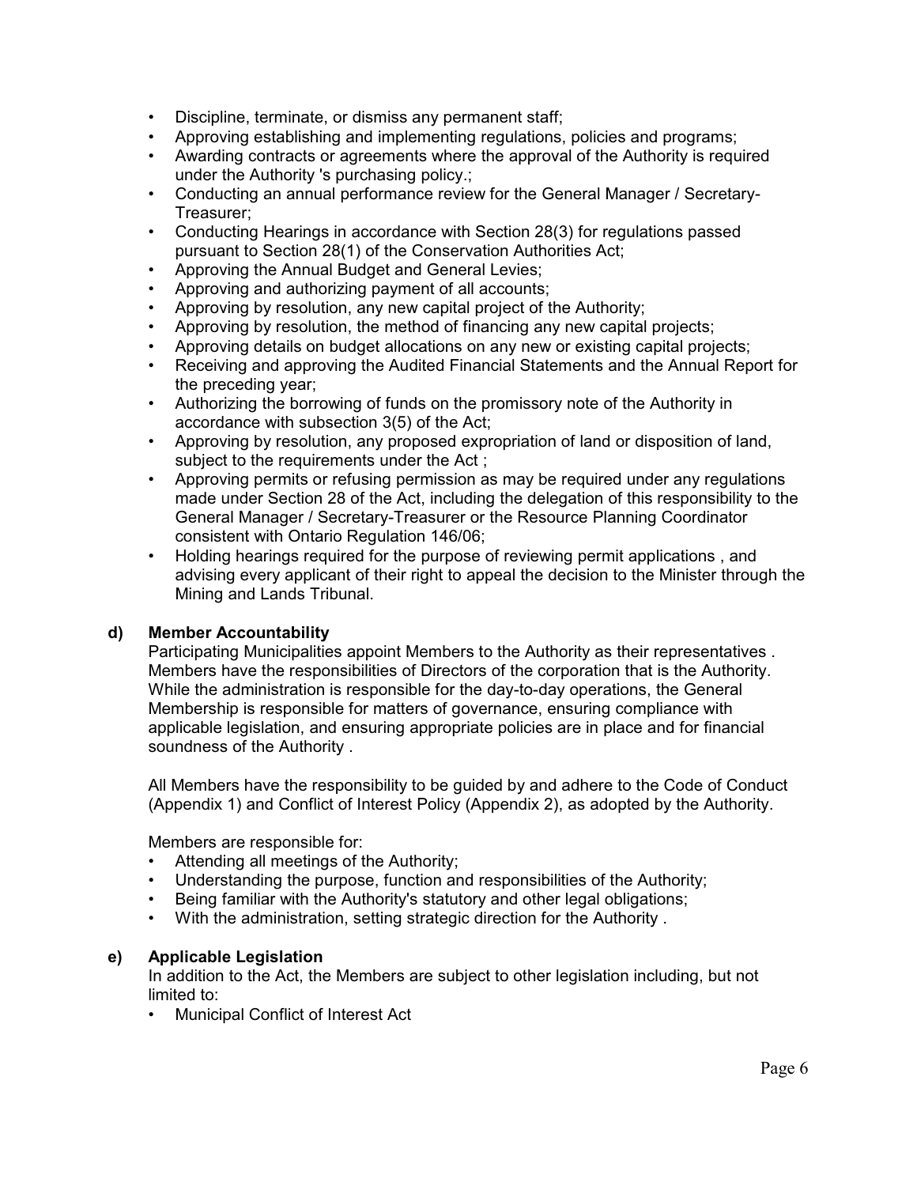- Discipline, terminate, or dismiss any permanent staff;
- Approving establishing and implementing regulations, policies and programs;
- Awarding contracts or agreements where the approval of the Authority is required under the Authority 's purchasing policy.;
- Conducting an annual performance review for the General Manager / Secretary-Treasurer;
- Conducting Hearings in accordance with Section 28(3) for regulations passed pursuant to Section 28(1) of the Conservation Authorities Act;
- Approving the Annual Budget and General Levies;
- Approving and authorizing payment of all accounts;
- Approving by resolution, any new capital project of the Authority;
- Approving by resolution, the method of financing any new capital projects;
- Approving details on budget allocations on any new or existing capital projects;
- Receiving and approving the Audited Financial Statements and the Annual Report for the preceding year;
- Authorizing the borrowing of funds on the promissory note of the Authority in accordance with subsection 3(5) of the Act;
- Approving by resolution, any proposed expropriation of land or disposition of land, subject to the requirements under the Act ;
- Approving permits or refusing permission as may be required under any regulations made under Section 28 of the Act, including the delegation of this responsibility to the General Manager / Secretary-Treasurer or the Resource Planning Coordinator consistent with Ontario Regulation 146/06;
- Holding hearings required for the purpose of reviewing permit applications , and advising every applicant of their right to appeal the decision to the Minister through the Mining and Lands Tribunal.

**d) Member Accountability**

Participating Municipalities appoint Members to the Authority as their representatives . Members have the responsibilities of Directors of the corporation that is the Authority. While the administration is responsible for the day-to-day operations, the General Membership is responsible for matters of governance, ensuring compliance with applicable legislation, and ensuring appropriate policies are in place and for financial soundness of the Authority .

All Members have the responsibility to be guided by and adhere to the Code of Conduct (Appendix 1) and Conflict of Interest Policy (Appendix 2), as adopted by the Authority.

Members are responsible for:

- Attending all meetings of the Authority;
- Understanding the purpose, function and responsibilities of the Authority;
- Being familiar with the Authority's statutory and other legal obligations;
- With the administration, setting strategic direction for the Authority .

**e) Applicable Legislation**

In addition to the Act, the Members are subject to other legislation including, but not limited to:

- Municipal Conflict of Interest Act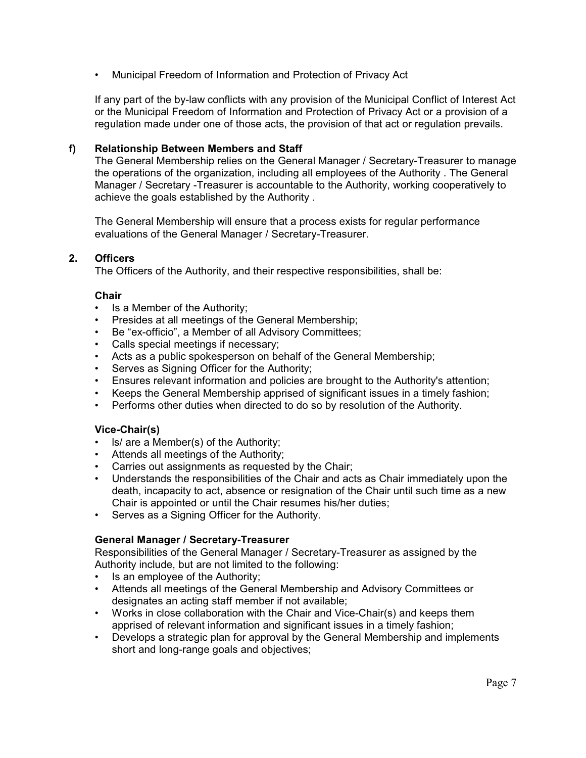- Municipal Freedom of Information and Protection of Privacy Act

If any part of the by-law conflicts with any provision of the Municipal Conflict of Interest Act or the Municipal Freedom of Information and Protection of Privacy Act or a provision of a regulation made under one of those acts, the provision of that act or regulation prevails.

### f) Relationship Between Members and Staff

The General Membership relies on the General Manager / Secretary-Treasurer to manage the operations of the organization, including all employees of the Authority . The General Manager / Secretary -Treasurer is accountable to the Authority, working cooperatively to achieve the goals established by the Authority .

The General Membership will ensure that a process exists for regular performance evaluations of the General Manager / Secretary-Treasurer.

## 2. Officers

The Officers of the Authority, and their respective responsibilities, shall be:

**Chair**

- Is a Member of the Authority;
- Presides at all meetings of the General Membership;
- Be "ex-officio", a Member of all Advisory Committees;
- Calls special meetings if necessary;
- Acts as a public spokesperson on behalf of the General Membership;
- Serves as Signing Officer for the Authority;
- Ensures relevant information and policies are brought to the Authority's attention;
- Keeps the General Membership apprised of significant issues in a timely fashion;
- Performs other duties when directed to do so by resolution of the Authority.

**Vice-Chair(s)**

- Is/ are a Member(s) of the Authority;
- Attends all meetings of the Authority;
- Carries out assignments as requested by the Chair;
- Understands the responsibilities of the Chair and acts as Chair immediately upon the death, incapacity to act, absence or resignation of the Chair until such time as a new Chair is appointed or until the Chair resumes his/her duties;
- Serves as a Signing Officer for the Authority.

**General Manager / Secretary-Treasurer**

Responsibilities of the General Manager / Secretary-Treasurer as assigned by the Authority include, but are not limited to the following:

- Is an employee of the Authority;
- Attends all meetings of the General Membership and Advisory Committees or designates an acting staff member if not available;
- Works in close collaboration with the Chair and Vice-Chair(s) and keeps them apprised of relevant information and significant issues in a timely fashion;
- Develops a strategic plan for approval by the General Membership and implements short and long-range goals and objectives;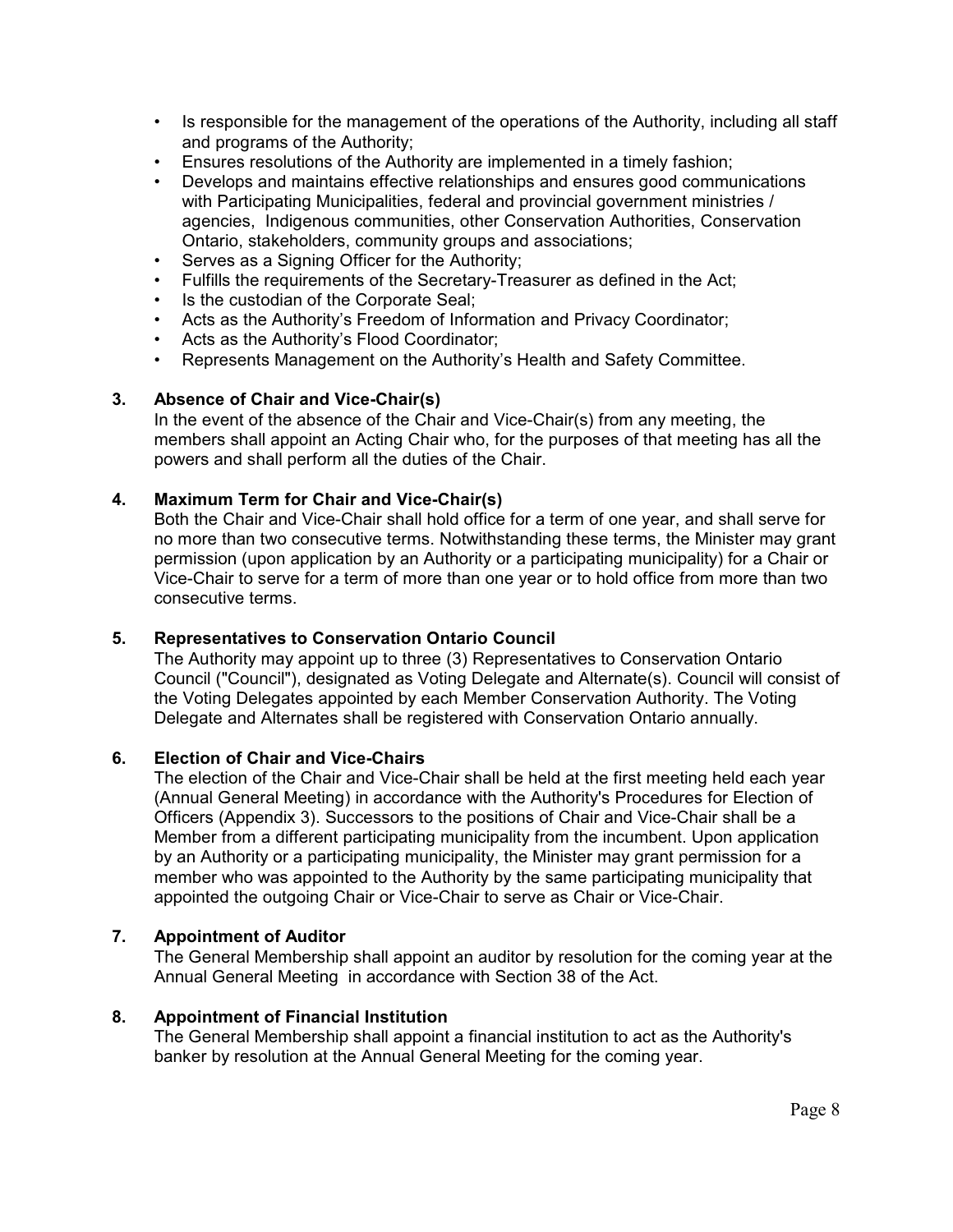- Is responsible for the management of the operations of the Authority, including all staff and programs of the Authority;
- Ensures resolutions of the Authority are implemented in a timely fashion;
- Develops and maintains effective relationships and ensures good communications with Participating Municipalities, federal and provincial government ministries / agencies, Indigenous communities, other Conservation Authorities, Conservation Ontario, stakeholders, community groups and associations;
- Serves as a Signing Officer for the Authority;
- Fulfills the requirements of the Secretary-Treasurer as defined in the Act;
- Is the custodian of the Corporate Seal;
- Acts as the Authority's Freedom of Information and Privacy Coordinator;
- Acts as the Authority's Flood Coordinator;
- Represents Management on the Authority's Health and Safety Committee.

**3. Absence of Chair and Vice-Chair(s)**

In the event of the absence of the Chair and Vice-Chair(s) from any meeting, the members shall appoint an Acting Chair who, for the purposes of that meeting has all the powers and shall perform all the duties of the Chair.

**4. Maximum Term for Chair and Vice-Chair(s)**

Both the Chair and Vice-Chair shall hold office for a term of one year, and shall serve for no more than two consecutive terms. Notwithstanding these terms, the Minister may grant permission (upon application by an Authority or a participating municipality) for a Chair or Vice-Chair to serve for a term of more than one year or to hold office from more than two consecutive terms.

**5. Representatives to Conservation Ontario Council**

The Authority may appoint up to three (3) Representatives to Conservation Ontario Council ("Council"), designated as Voting Delegate and Alternate(s). Council will consist of the Voting Delegates appointed by each Member Conservation Authority. The Voting Delegate and Alternates shall be registered with Conservation Ontario annually.

**6. Election of Chair and Vice-Chairs**

The election of the Chair and Vice-Chair shall be held at the first meeting held each year (Annual General Meeting) in accordance with the Authority's Procedures for Election of Officers (Appendix 3). Successors to the positions of Chair and Vice-Chair shall be a Member from a different participating municipality from the incumbent. Upon application by an Authority or a participating municipality, the Minister may grant permission for a member who was appointed to the Authority by the same participating municipality that appointed the outgoing Chair or Vice-Chair to serve as Chair or Vice-Chair.

**7. Appointment of Auditor**

The General Membership shall appoint an auditor by resolution for the coming year at the Annual General Meeting in accordance with Section 38 of the Act.

**8. Appointment of Financial Institution**

The General Membership shall appoint a financial institution to act as the Authority's banker by resolution at the Annual General Meeting for the coming year.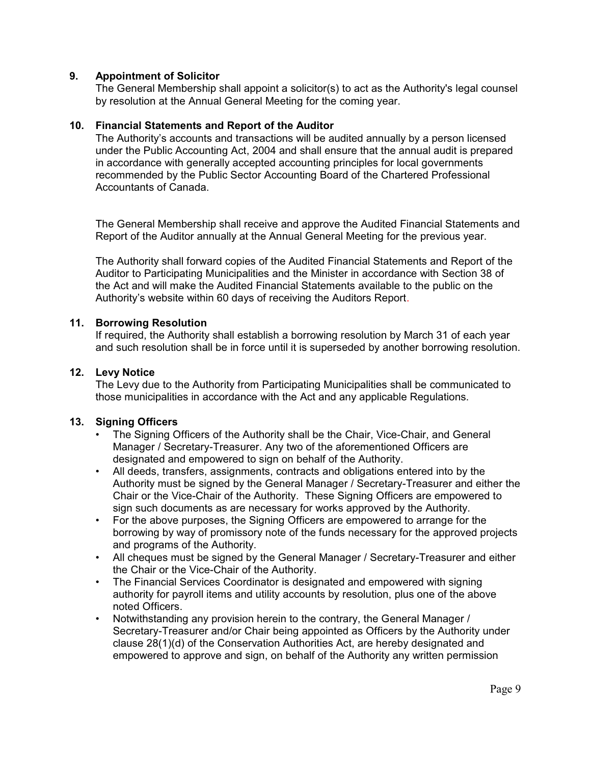## 9. Appointment of Solicitor

The General Membership shall appoint a solicitor(s) to act as the Authority's legal counsel by resolution at the Annual General Meeting for the coming year.

## 10. Financial Statements and Report of the Auditor

The Authority's accounts and transactions will be audited annually by a person licensed under the Public Accounting Act, 2004 and shall ensure that the annual audit is prepared in accordance with generally accepted accounting principles for local governments recommended by the Public Sector Accounting Board of the Chartered Professional Accountants of Canada.

The General Membership shall receive and approve the Audited Financial Statements and Report of the Auditor annually at the Annual General Meeting for the previous year.

The Authority shall forward copies of the Audited Financial Statements and Report of the Auditor to Participating Municipalities and the Minister in accordance with Section 38 of the Act and will make the Audited Financial Statements available to the public on the Authority's website within 60 days of receiving the Auditors Report.

## 11. Borrowing Resolution

If required, the Authority shall establish a borrowing resolution by March 31 of each year and such resolution shall be in force until it is superseded by another borrowing resolution.

## 12. Levy Notice

The Levy due to the Authority from Participating Municipalities shall be communicated to those municipalities in accordance with the Act and any applicable Regulations.

## 13. Signing Officers

- The Signing Officers of the Authority shall be the Chair, Vice-Chair, and General Manager / Secretary-Treasurer. Any two of the aforementioned Officers are designated and empowered to sign on behalf of the Authority.
- All deeds, transfers, assignments, contracts and obligations entered into by the Authority must be signed by the General Manager / Secretary-Treasurer and either the Chair or the Vice-Chair of the Authority. These Signing Officers are empowered to sign such documents as are necessary for works approved by the Authority.
- For the above purposes, the Signing Officers are empowered to arrange for the borrowing by way of promissory note of the funds necessary for the approved projects and programs of the Authority.
- All cheques must be signed by the General Manager / Secretary-Treasurer and either the Chair or the Vice-Chair of the Authority.
- The Financial Services Coordinator is designated and empowered with signing authority for payroll items and utility accounts by resolution, plus one of the above noted Officers.
- Notwithstanding any provision herein to the contrary, the General Manager / Secretary-Treasurer and/or Chair being appointed as Officers by the Authority under clause 28(1)(d) of the Conservation Authorities Act, are hereby designated and empowered to approve and sign, on behalf of the Authority any written permission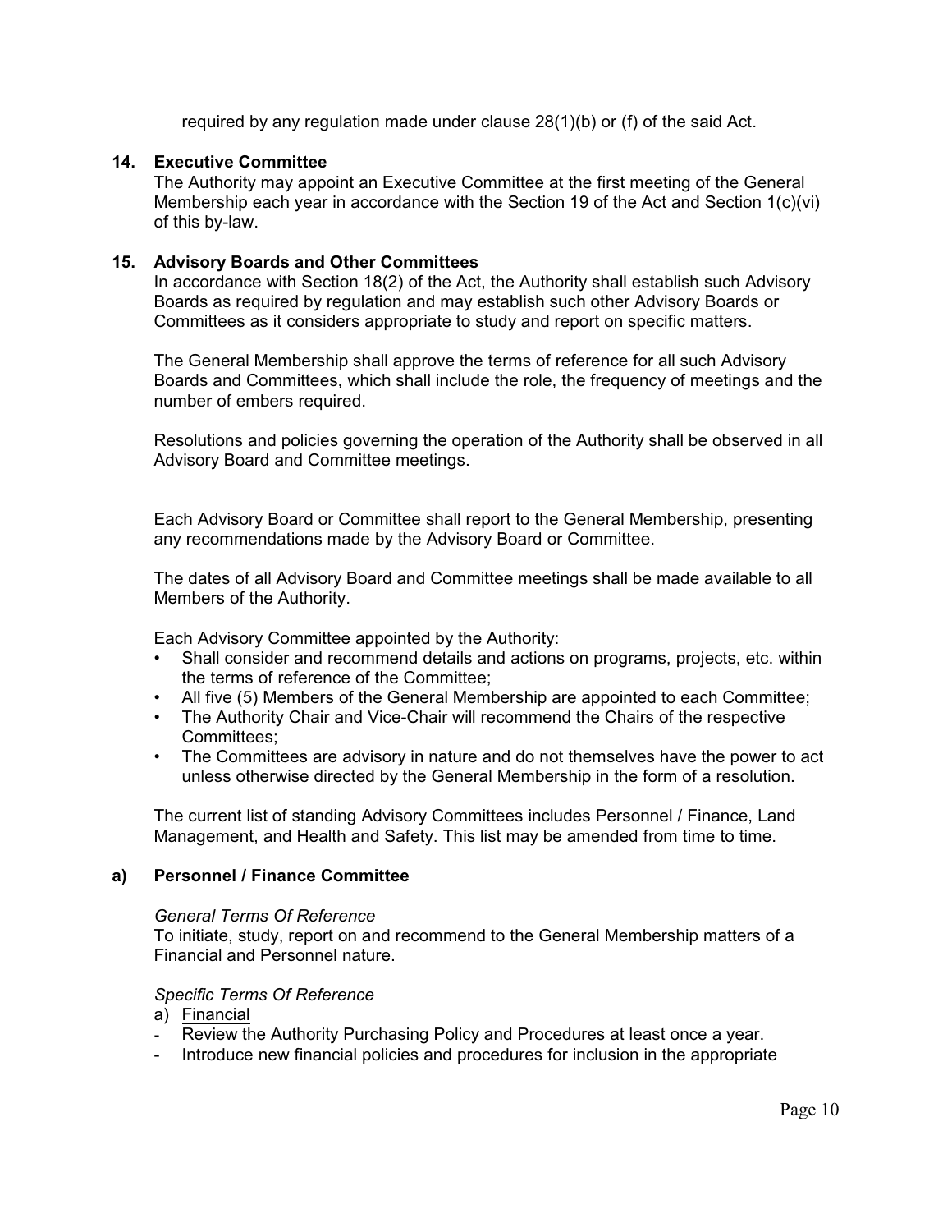required by any regulation made under clause 28(1)(b) or (f) of the said Act.

## 14. Executive Committee

The Authority may appoint an Executive Committee at the first meeting of the General Membership each year in accordance with the Section 19 of the Act and Section 1(c)(vi) of this by-law.

## 15. Advisory Boards and Other Committees

In accordance with Section 18(2) of the Act, the Authority shall establish such Advisory Boards as required by regulation and may establish such other Advisory Boards or Committees as it considers appropriate to study and report on specific matters.

The General Membership shall approve the terms of reference for all such Advisory Boards and Committees, which shall include the role, the frequency of meetings and the number of embers required.

Resolutions and policies governing the operation of the Authority shall be observed in all Advisory Board and Committee meetings.

Each Advisory Board or Committee shall report to the General Membership, presenting any recommendations made by the Advisory Board or Committee.

The dates of all Advisory Board and Committee meetings shall be made available to all Members of the Authority.

Each Advisory Committee appointed by the Authority:

- Shall consider and recommend details and actions on programs, projects, etc. within the terms of reference of the Committee;
- All five (5) Members of the General Membership are appointed to each Committee;
- The Authority Chair and Vice-Chair will recommend the Chairs of the respective Committees;
- The Committees are advisory in nature and do not themselves have the power to act unless otherwise directed by the General Membership in the form of a resolution.

The current list of standing Advisory Committees includes Personnel / Finance, Land Management, and Health and Safety. This list may be amended from time to time.

### a) Personnel / Finance Committee

*General Terms Of Reference*

To initiate, study, report on and recommend to the General Membership matters of a Financial and Personnel nature.

*Specific Terms Of Reference*

a) Financial

- Review the Authority Purchasing Policy and Procedures at least once a year.
- Introduce new financial policies and procedures for inclusion in the appropriate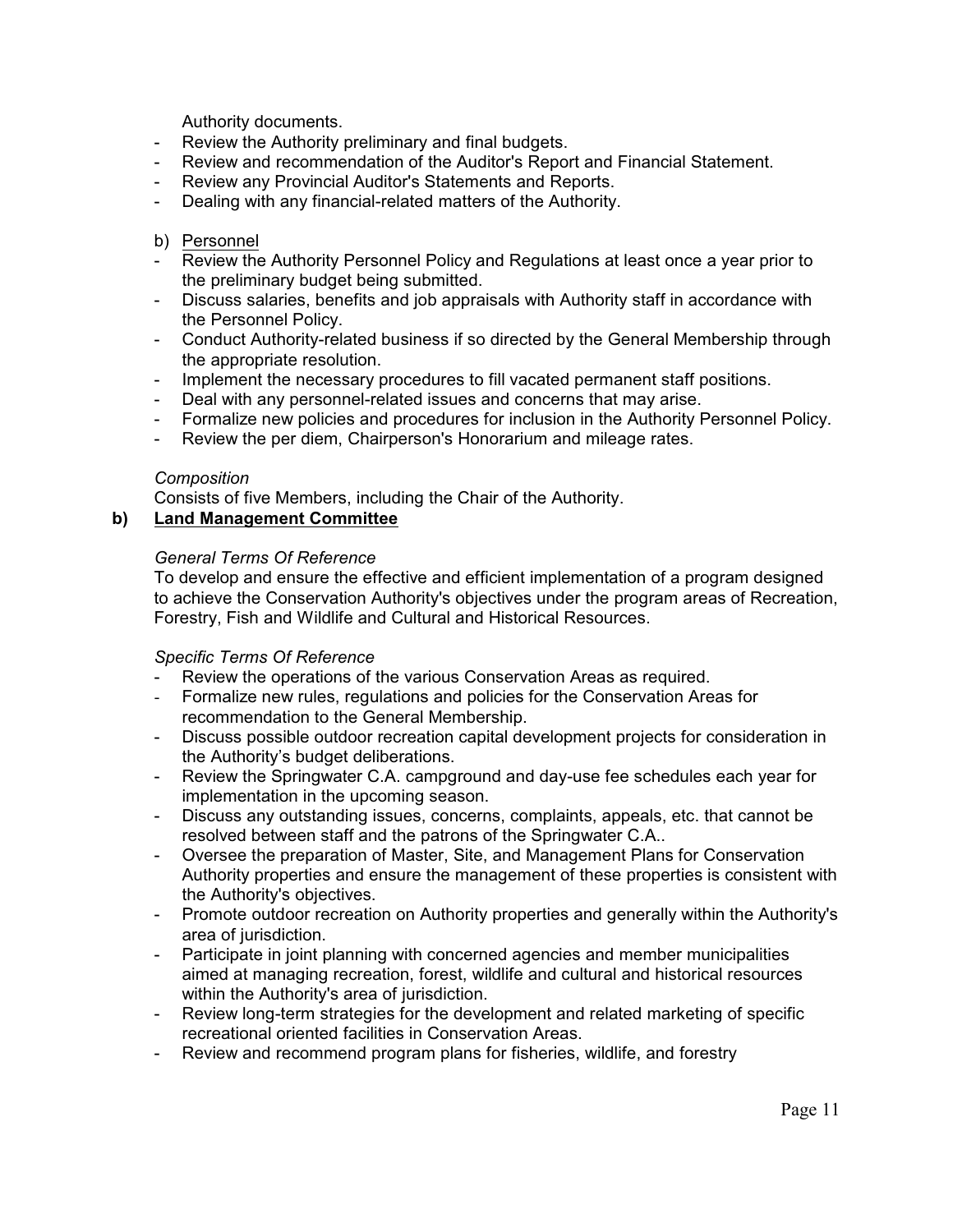Authority documents.

- Review the Authority preliminary and final budgets.
- Review and recommendation of the Auditor's Report and Financial Statement.
- Review any Provincial Auditor's Statements and Reports.
- Dealing with any financial-related matters of the Authority.

b) <u>Personnel</u>

- Review the Authority Personnel Policy and Regulations at least once a year prior to the preliminary budget being submitted.
- Discuss salaries, benefits and job appraisals with Authority staff in accordance with the Personnel Policy.
- Conduct Authority-related business if so directed by the General Membership through the appropriate resolution.
- Implement the necessary procedures to fill vacated permanent staff positions.
- Deal with any personnel-related issues and concerns that may arise.
- Formalize new policies and procedures for inclusion in the Authority Personnel Policy.
- Review the per diem, Chairperson's Honorarium and mileage rates.

*Composition*

Consists of five Members, including the Chair of the Authority.

**b) <u>Land Management Committee</u>**

*General Terms Of Reference*

To develop and ensure the effective and efficient implementation of a program designed to achieve the Conservation Authority's objectives under the program areas of Recreation, Forestry, Fish and Wildlife and Cultural and Historical Resources.

*Specific Terms Of Reference*

- Review the operations of the various Conservation Areas as required.
- Formalize new rules, regulations and policies for the Conservation Areas for recommendation to the General Membership.
- Discuss possible outdoor recreation capital development projects for consideration in the Authority's budget deliberations.
- Review the Springwater C.A. campground and day-use fee schedules each year for implementation in the upcoming season.
- Discuss any outstanding issues, concerns, complaints, appeals, etc. that cannot be resolved between staff and the patrons of the Springwater C.A..
- Oversee the preparation of Master, Site, and Management Plans for Conservation Authority properties and ensure the management of these properties is consistent with the Authority's objectives.
- Promote outdoor recreation on Authority properties and generally within the Authority's area of jurisdiction.
- Participate in joint planning with concerned agencies and member municipalities aimed at managing recreation, forest, wildlife and cultural and historical resources within the Authority's area of jurisdiction.
- Review long-term strategies for the development and related marketing of specific recreational oriented facilities in Conservation Areas.
- Review and recommend program plans for fisheries, wildlife, and forestry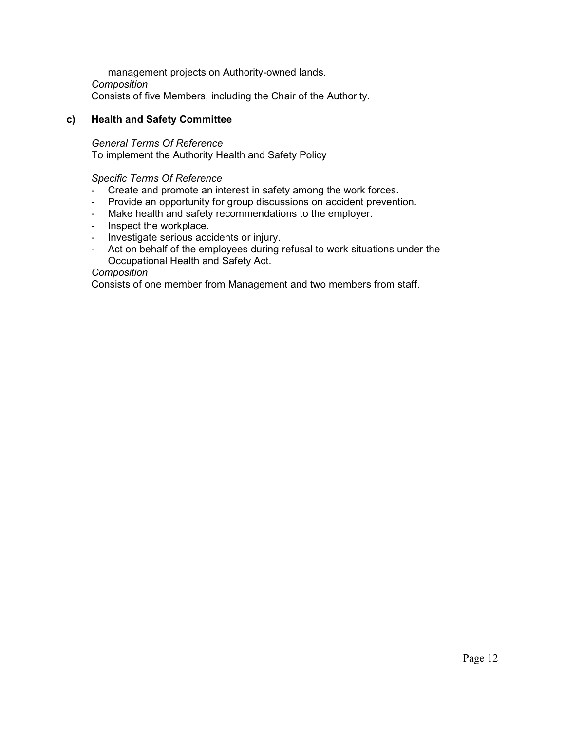management projects on Authority-owned lands.

*Composition*

Consists of five Members, including the Chair of the Authority.

**c) <u>Health and Safety Committee</u>**

*General Terms Of Reference*

To implement the Authority Health and Safety Policy

*Specific Terms Of Reference*

- Create and promote an interest in safety among the work forces.
- Provide an opportunity for group discussions on accident prevention.
- Make health and safety recommendations to the employer.
- Inspect the workplace.
- Investigate serious accidents or injury.
- Act on behalf of the employees during refusal to work situations under the Occupational Health and Safety Act.

*Composition*

Consists of one member from Management and two members from staff.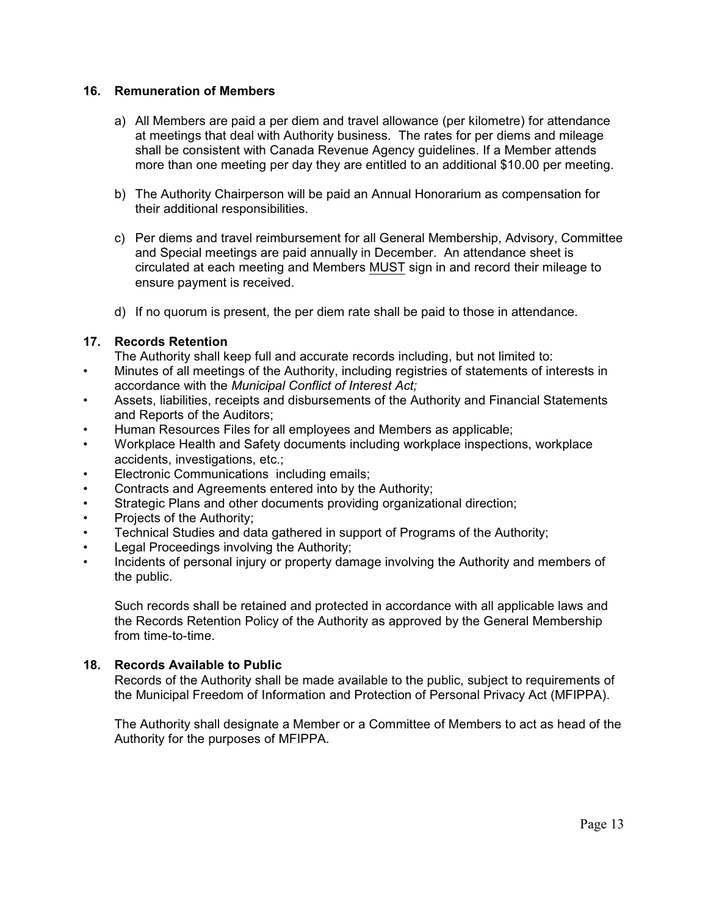## 16. Remuneration of Members

a) All Members are paid a per diem and travel allowance (per kilometre) for attendance at meetings that deal with Authority business. The rates for per diems and mileage shall be consistent with Canada Revenue Agency guidelines. If a Member attends more than one meeting per day they are entitled to an additional $10.00 per meeting.

b) The Authority Chairperson will be paid an Annual Honorarium as compensation for their additional responsibilities.

c) Per diems and travel reimbursement for all General Membership, Advisory, Committee and Special meetings are paid annually in December. An attendance sheet is circulated at each meeting and Members <u>MUST</u> sign in and record their mileage to ensure payment is received.

d) If no quorum is present, the per diem rate shall be paid to those in attendance.

## 17. Records Retention

The Authority shall keep full and accurate records including, but not limited to:

- Minutes of all meetings of the Authority, including registries of statements of interests in accordance with the *Municipal Conflict of Interest Act;*
- Assets, liabilities, receipts and disbursements of the Authority and Financial Statements and Reports of the Auditors;
- Human Resources Files for all employees and Members as applicable;
- Workplace Health and Safety documents including workplace inspections, workplace accidents, investigations, etc.;
- Electronic Communications including emails;
- Contracts and Agreements entered into by the Authority;
- Strategic Plans and other documents providing organizational direction;
- Projects of the Authority;
- Technical Studies and data gathered in support of Programs of the Authority;
- Legal Proceedings involving the Authority;
- Incidents of personal injury or property damage involving the Authority and members of the public.

Such records shall be retained and protected in accordance with all applicable laws and the Records Retention Policy of the Authority as approved by the General Membership from time-to-time.

## 18. Records Available to Public

Records of the Authority shall be made available to the public, subject to requirements of the Municipal Freedom of Information and Protection of Personal Privacy Act (MFIPPA).

The Authority shall designate a Member or a Committee of Members to act as head of the Authority for the purposes of MFIPPA.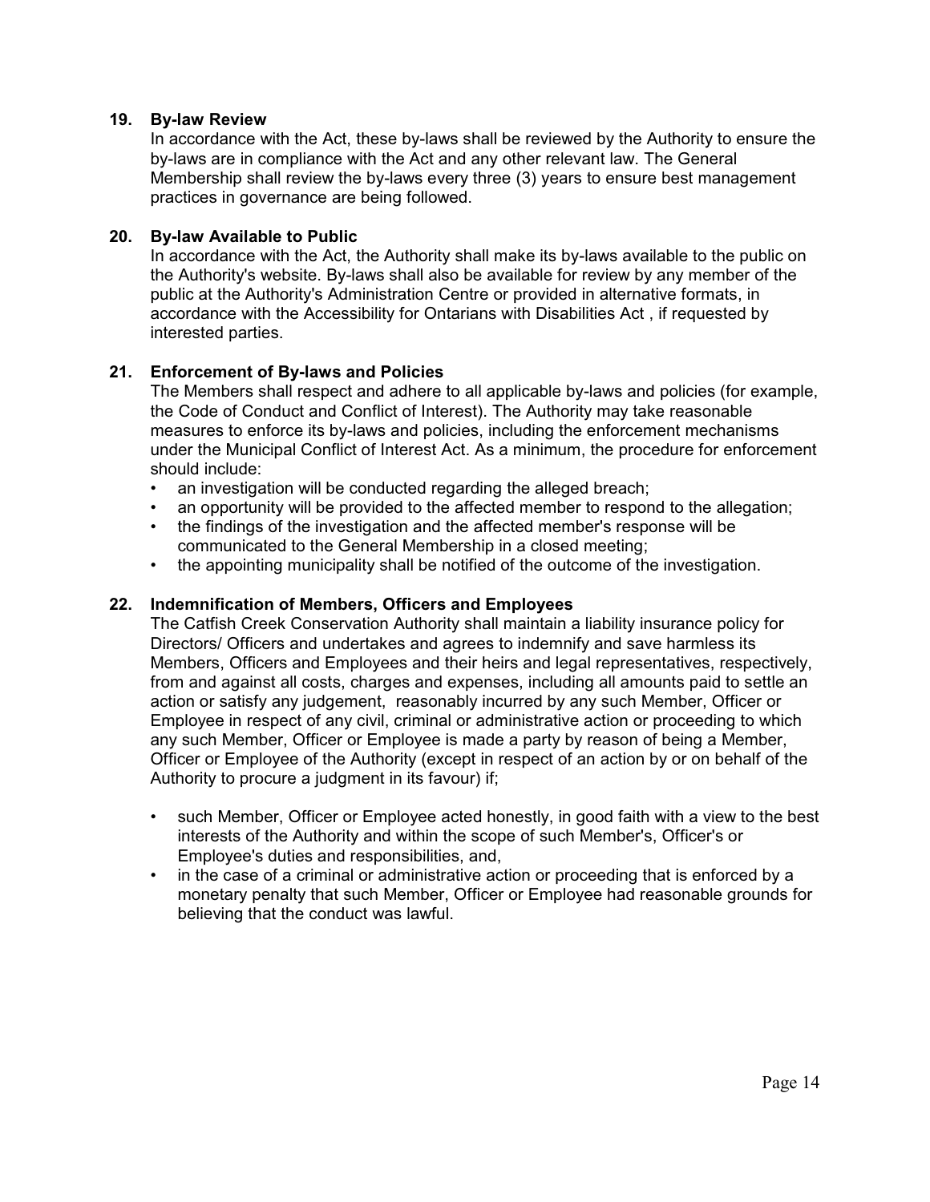## 19. By-law Review

In accordance with the Act, these by-laws shall be reviewed by the Authority to ensure the by-laws are in compliance with the Act and any other relevant law. The General Membership shall review the by-laws every three (3) years to ensure best management practices in governance are being followed.

## 20. By-law Available to Public

In accordance with the Act, the Authority shall make its by-laws available to the public on the Authority's website. By-laws shall also be available for review by any member of the public at the Authority's Administration Centre or provided in alternative formats, in accordance with the Accessibility for Ontarians with Disabilities Act , if requested by interested parties.

## 21. Enforcement of By-laws and Policies

The Members shall respect and adhere to all applicable by-laws and policies (for example, the Code of Conduct and Conflict of Interest). The Authority may take reasonable measures to enforce its by-laws and policies, including the enforcement mechanisms under the Municipal Conflict of Interest Act. As a minimum, the procedure for enforcement should include:

- an investigation will be conducted regarding the alleged breach;
- an opportunity will be provided to the affected member to respond to the allegation;
- the findings of the investigation and the affected member's response will be communicated to the General Membership in a closed meeting;
- the appointing municipality shall be notified of the outcome of the investigation.

## 22. Indemnification of Members, Officers and Employees

The Catfish Creek Conservation Authority shall maintain a liability insurance policy for Directors/ Officers and undertakes and agrees to indemnify and save harmless its Members, Officers and Employees and their heirs and legal representatives, respectively, from and against all costs, charges and expenses, including all amounts paid to settle an action or satisfy any judgement, reasonably incurred by any such Member, Officer or Employee in respect of any civil, criminal or administrative action or proceeding to which any such Member, Officer or Employee is made a party by reason of being a Member, Officer or Employee of the Authority (except in respect of an action by or on behalf of the Authority to procure a judgment in its favour) if;

- such Member, Officer or Employee acted honestly, in good faith with a view to the best interests of the Authority and within the scope of such Member's, Officer's or Employee's duties and responsibilities, and,
- in the case of a criminal or administrative action or proceeding that is enforced by a monetary penalty that such Member, Officer or Employee had reasonable grounds for believing that the conduct was lawful.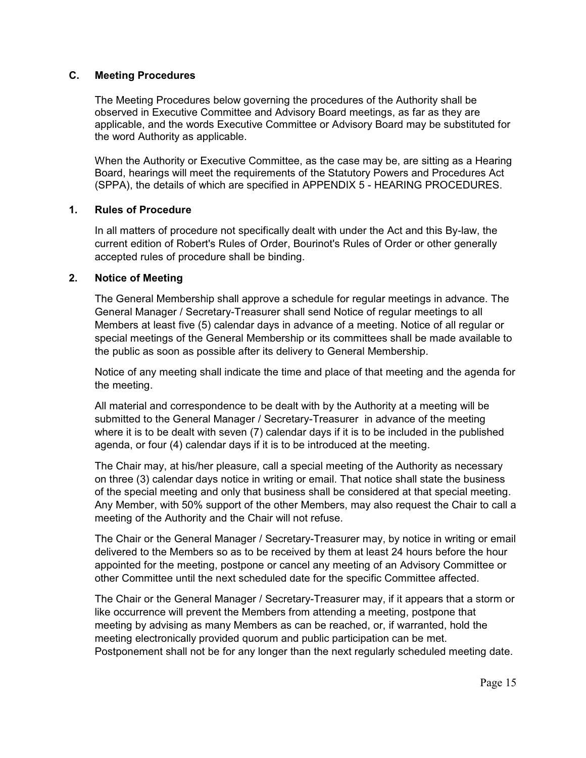## C. Meeting Procedures

The Meeting Procedures below governing the procedures of the Authority shall be observed in Executive Committee and Advisory Board meetings, as far as they are applicable, and the words Executive Committee or Advisory Board may be substituted for the word Authority as applicable.

When the Authority or Executive Committee, as the case may be, are sitting as a Hearing Board, hearings will meet the requirements of the Statutory Powers and Procedures Act (SPPA), the details of which are specified in APPENDIX 5 - HEARING PROCEDURES.

### 1. Rules of Procedure

In all matters of procedure not specifically dealt with under the Act and this By-law, the current edition of Robert's Rules of Order, Bourinot's Rules of Order or other generally accepted rules of procedure shall be binding.

### 2. Notice of Meeting

The General Membership shall approve a schedule for regular meetings in advance. The General Manager / Secretary-Treasurer shall send Notice of regular meetings to all Members at least five (5) calendar days in advance of a meeting. Notice of all regular or special meetings of the General Membership or its committees shall be made available to the public as soon as possible after its delivery to General Membership.

Notice of any meeting shall indicate the time and place of that meeting and the agenda for the meeting.

All material and correspondence to be dealt with by the Authority at a meeting will be submitted to the General Manager / Secretary-Treasurer in advance of the meeting where it is to be dealt with seven (7) calendar days if it is to be included in the published agenda, or four (4) calendar days if it is to be introduced at the meeting.

The Chair may, at his/her pleasure, call a special meeting of the Authority as necessary on three (3) calendar days notice in writing or email. That notice shall state the business of the special meeting and only that business shall be considered at that special meeting. Any Member, with 50% support of the other Members, may also request the Chair to call a meeting of the Authority and the Chair will not refuse.

The Chair or the General Manager / Secretary-Treasurer may, by notice in writing or email delivered to the Members so as to be received by them at least 24 hours before the hour appointed for the meeting, postpone or cancel any meeting of an Advisory Committee or other Committee until the next scheduled date for the specific Committee affected.

The Chair or the General Manager / Secretary-Treasurer may, if it appears that a storm or like occurrence will prevent the Members from attending a meeting, postpone that meeting by advising as many Members as can be reached, or, if warranted, hold the meeting electronically provided quorum and public participation can be met. Postponement shall not be for any longer than the next regularly scheduled meeting date.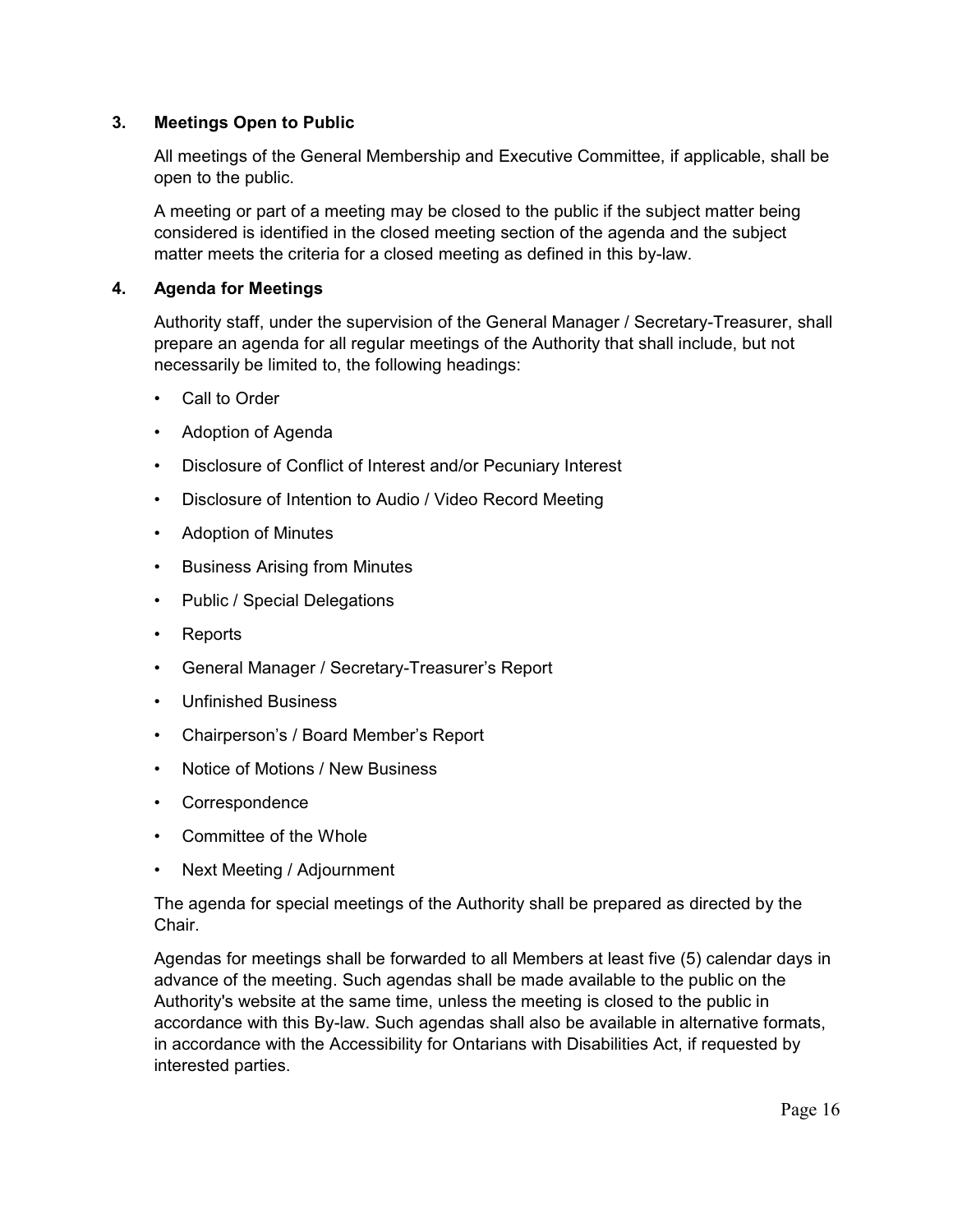### 3. Meetings Open to Public

All meetings of the General Membership and Executive Committee, if applicable, shall be open to the public.

A meeting or part of a meeting may be closed to the public if the subject matter being considered is identified in the closed meeting section of the agenda and the subject matter meets the criteria for a closed meeting as defined in this by-law.

### 4. Agenda for Meetings

Authority staff, under the supervision of the General Manager / Secretary-Treasurer, shall prepare an agenda for all regular meetings of the Authority that shall include, but not necessarily be limited to, the following headings:

- Call to Order
- Adoption of Agenda
- Disclosure of Conflict of Interest and/or Pecuniary Interest
- Disclosure of Intention to Audio / Video Record Meeting
- Adoption of Minutes
- Business Arising from Minutes
- Public / Special Delegations
- Reports
- General Manager / Secretary-Treasurer's Report
- Unfinished Business
- Chairperson's / Board Member's Report
- Notice of Motions / New Business
- Correspondence
- Committee of the Whole
- Next Meeting / Adjournment

The agenda for special meetings of the Authority shall be prepared as directed by the Chair.

Agendas for meetings shall be forwarded to all Members at least five (5) calendar days in advance of the meeting. Such agendas shall be made available to the public on the Authority's website at the same time, unless the meeting is closed to the public in accordance with this By-law. Such agendas shall also be available in alternative formats, in accordance with the Accessibility for Ontarians with Disabilities Act, if requested by interested parties.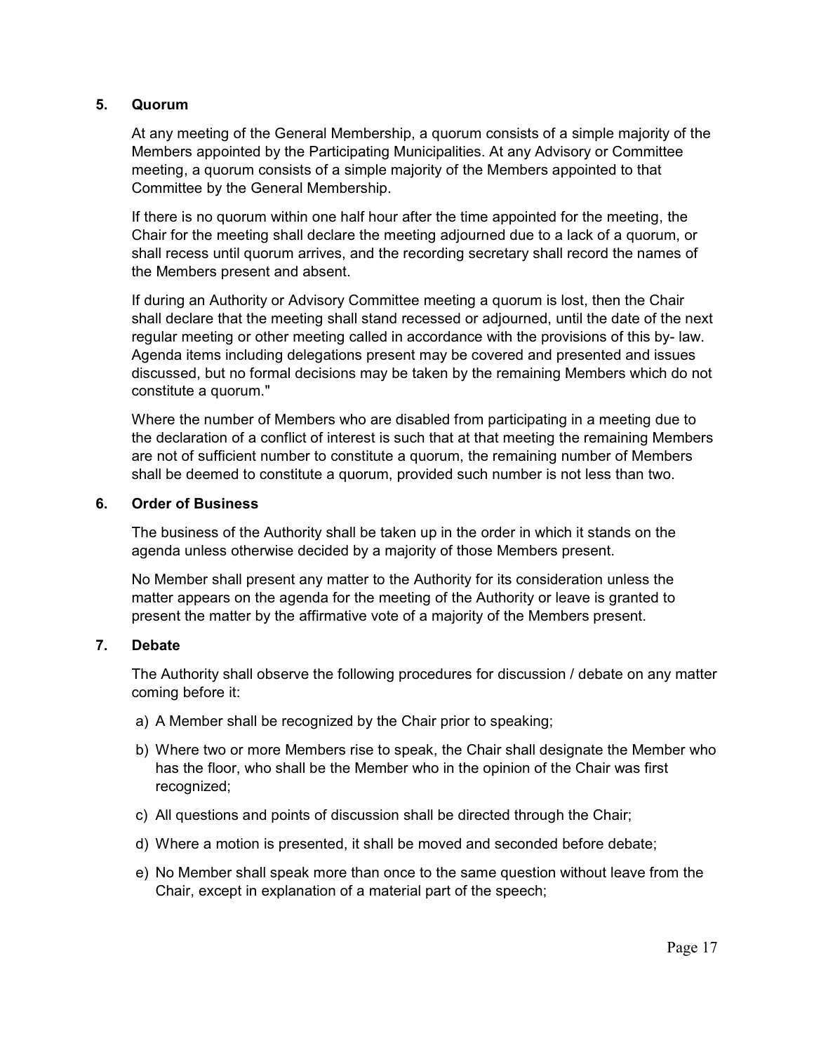## 5. Quorum

At any meeting of the General Membership, a quorum consists of a simple majority of the Members appointed by the Participating Municipalities. At any Advisory or Committee meeting, a quorum consists of a simple majority of the Members appointed to that Committee by the General Membership.

If there is no quorum within one half hour after the time appointed for the meeting, the Chair for the meeting shall declare the meeting adjourned due to a lack of a quorum, or shall recess until quorum arrives, and the recording secretary shall record the names of the Members present and absent.

If during an Authority or Advisory Committee meeting a quorum is lost, then the Chair shall declare that the meeting shall stand recessed or adjourned, until the date of the next regular meeting or other meeting called in accordance with the provisions of this by- law. Agenda items including delegations present may be covered and presented and issues discussed, but no formal decisions may be taken by the remaining Members which do not constitute a quorum."

Where the number of Members who are disabled from participating in a meeting due to the declaration of a conflict of interest is such that at that meeting the remaining Members are not of sufficient number to constitute a quorum, the remaining number of Members shall be deemed to constitute a quorum, provided such number is not less than two.

## 6. Order of Business

The business of the Authority shall be taken up in the order in which it stands on the agenda unless otherwise decided by a majority of those Members present.

No Member shall present any matter to the Authority for its consideration unless the matter appears on the agenda for the meeting of the Authority or leave is granted to present the matter by the affirmative vote of a majority of the Members present.

## 7. Debate

The Authority shall observe the following procedures for discussion / debate on any matter coming before it:

a) A Member shall be recognized by the Chair prior to speaking;

b) Where two or more Members rise to speak, the Chair shall designate the Member who has the floor, who shall be the Member who in the opinion of the Chair was first recognized;

c) All questions and points of discussion shall be directed through the Chair;

d) Where a motion is presented, it shall be moved and seconded before debate;

e) No Member shall speak more than once to the same question without leave from the Chair, except in explanation of a material part of the speech;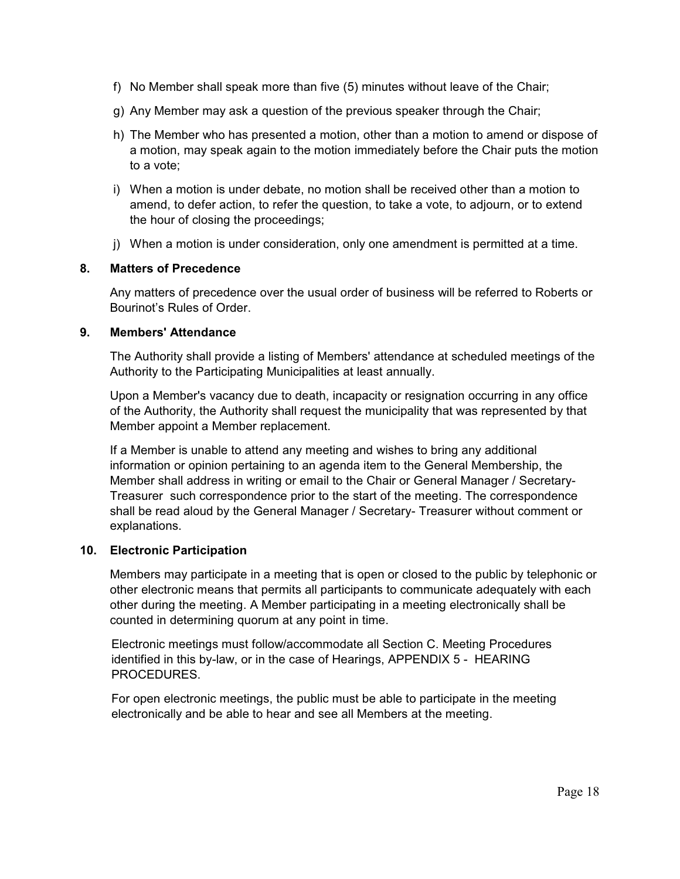f) No Member shall speak more than five (5) minutes without leave of the Chair;

g) Any Member may ask a question of the previous speaker through the Chair;

h) The Member who has presented a motion, other than a motion to amend or dispose of a motion, may speak again to the motion immediately before the Chair puts the motion to a vote;

i) When a motion is under debate, no motion shall be received other than a motion to amend, to defer action, to refer the question, to take a vote, to adjourn, or to extend the hour of closing the proceedings;

j) When a motion is under consideration, only one amendment is permitted at a time.

**8. Matters of Precedence**

Any matters of precedence over the usual order of business will be referred to Roberts or Bourinot's Rules of Order.

**9. Members' Attendance**

The Authority shall provide a listing of Members' attendance at scheduled meetings of the Authority to the Participating Municipalities at least annually.

Upon a Member's vacancy due to death, incapacity or resignation occurring in any office of the Authority, the Authority shall request the municipality that was represented by that Member appoint a Member replacement.

If a Member is unable to attend any meeting and wishes to bring any additional information or opinion pertaining to an agenda item to the General Membership, the Member shall address in writing or email to the Chair or General Manager / Secretary-Treasurer such correspondence prior to the start of the meeting. The correspondence shall be read aloud by the General Manager / Secretary- Treasurer without comment or explanations.

**10. Electronic Participation**

Members may participate in a meeting that is open or closed to the public by telephonic or other electronic means that permits all participants to communicate adequately with each other during the meeting. A Member participating in a meeting electronically shall be counted in determining quorum at any point in time.

Electronic meetings must follow/accommodate all Section C. Meeting Procedures identified in this by-law, or in the case of Hearings, APPENDIX 5 - HEARING PROCEDURES.

For open electronic meetings, the public must be able to participate in the meeting electronically and be able to hear and see all Members at the meeting.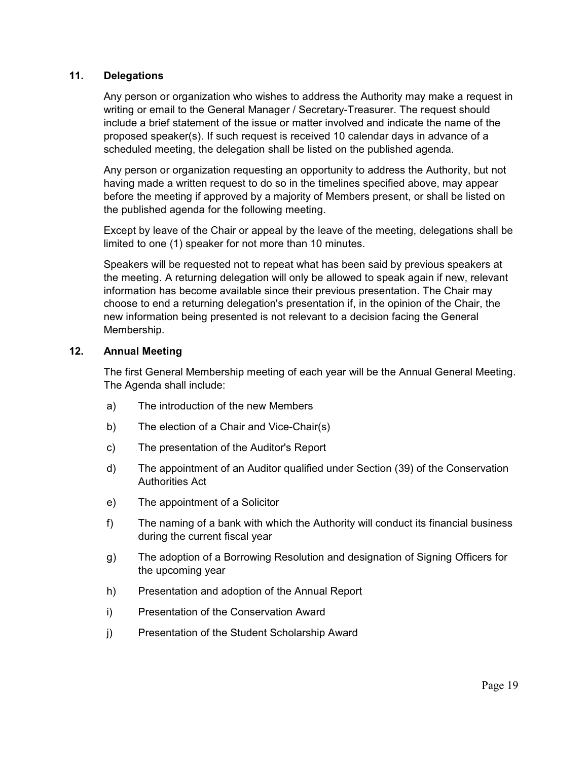### 11. Delegations

Any person or organization who wishes to address the Authority may make a request in writing or email to the General Manager / Secretary-Treasurer. The request should include a brief statement of the issue or matter involved and indicate the name of the proposed speaker(s). If such request is received 10 calendar days in advance of a scheduled meeting, the delegation shall be listed on the published agenda.

Any person or organization requesting an opportunity to address the Authority, but not having made a written request to do so in the timelines specified above, may appear before the meeting if approved by a majority of Members present, or shall be listed on the published agenda for the following meeting.

Except by leave of the Chair or appeal by the leave of the meeting, delegations shall be limited to one (1) speaker for not more than 10 minutes.

Speakers will be requested not to repeat what has been said by previous speakers at the meeting. A returning delegation will only be allowed to speak again if new, relevant information has become available since their previous presentation. The Chair may choose to end a returning delegation's presentation if, in the opinion of the Chair, the new information being presented is not relevant to a decision facing the General Membership.

### 12. Annual Meeting

The first General Membership meeting of each year will be the Annual General Meeting. The Agenda shall include:

a) The introduction of the new Members

b) The election of a Chair and Vice-Chair(s)

c) The presentation of the Auditor's Report

d) The appointment of an Auditor qualified under Section (39) of the Conservation Authorities Act

e) The appointment of a Solicitor

f) The naming of a bank with which the Authority will conduct its financial business during the current fiscal year

g) The adoption of a Borrowing Resolution and designation of Signing Officers for the upcoming year

h) Presentation and adoption of the Annual Report

i) Presentation of the Conservation Award

j) Presentation of the Student Scholarship Award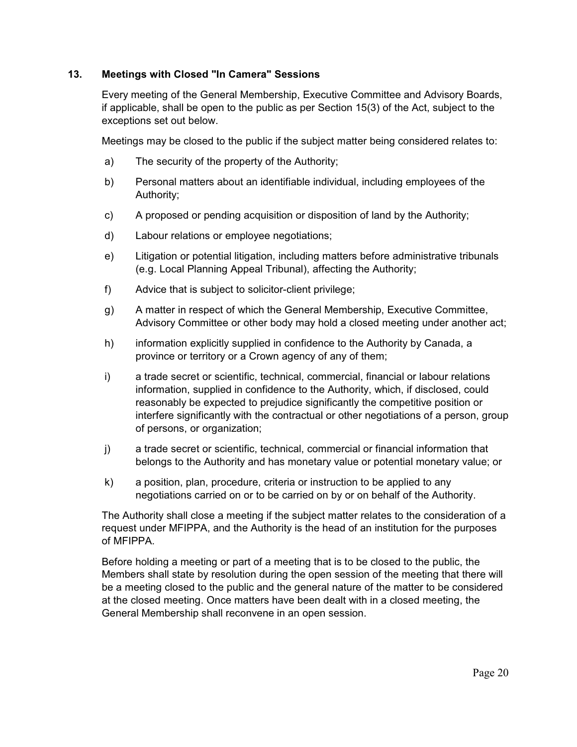## 13. Meetings with Closed "In Camera" Sessions

Every meeting of the General Membership, Executive Committee and Advisory Boards, if applicable, shall be open to the public as per Section 15(3) of the Act, subject to the exceptions set out below.

Meetings may be closed to the public if the subject matter being considered relates to:

a) The security of the property of the Authority;

b) Personal matters about an identifiable individual, including employees of the Authority;

c) A proposed or pending acquisition or disposition of land by the Authority;

d) Labour relations or employee negotiations;

e) Litigation or potential litigation, including matters before administrative tribunals (e.g. Local Planning Appeal Tribunal), affecting the Authority;

f) Advice that is subject to solicitor-client privilege;

g) A matter in respect of which the General Membership, Executive Committee, Advisory Committee or other body may hold a closed meeting under another act;

h) information explicitly supplied in confidence to the Authority by Canada, a province or territory or a Crown agency of any of them;

i) a trade secret or scientific, technical, commercial, financial or labour relations information, supplied in confidence to the Authority, which, if disclosed, could reasonably be expected to prejudice significantly the competitive position or interfere significantly with the contractual or other negotiations of a person, group of persons, or organization;

j) a trade secret or scientific, technical, commercial or financial information that belongs to the Authority and has monetary value or potential monetary value; or

k) a position, plan, procedure, criteria or instruction to be applied to any negotiations carried on or to be carried on by or on behalf of the Authority.

The Authority shall close a meeting if the subject matter relates to the consideration of a request under MFIPPA, and the Authority is the head of an institution for the purposes of MFIPPA.

Before holding a meeting or part of a meeting that is to be closed to the public, the Members shall state by resolution during the open session of the meeting that there will be a meeting closed to the public and the general nature of the matter to be considered at the closed meeting. Once matters have been dealt with in a closed meeting, the General Membership shall reconvene in an open session.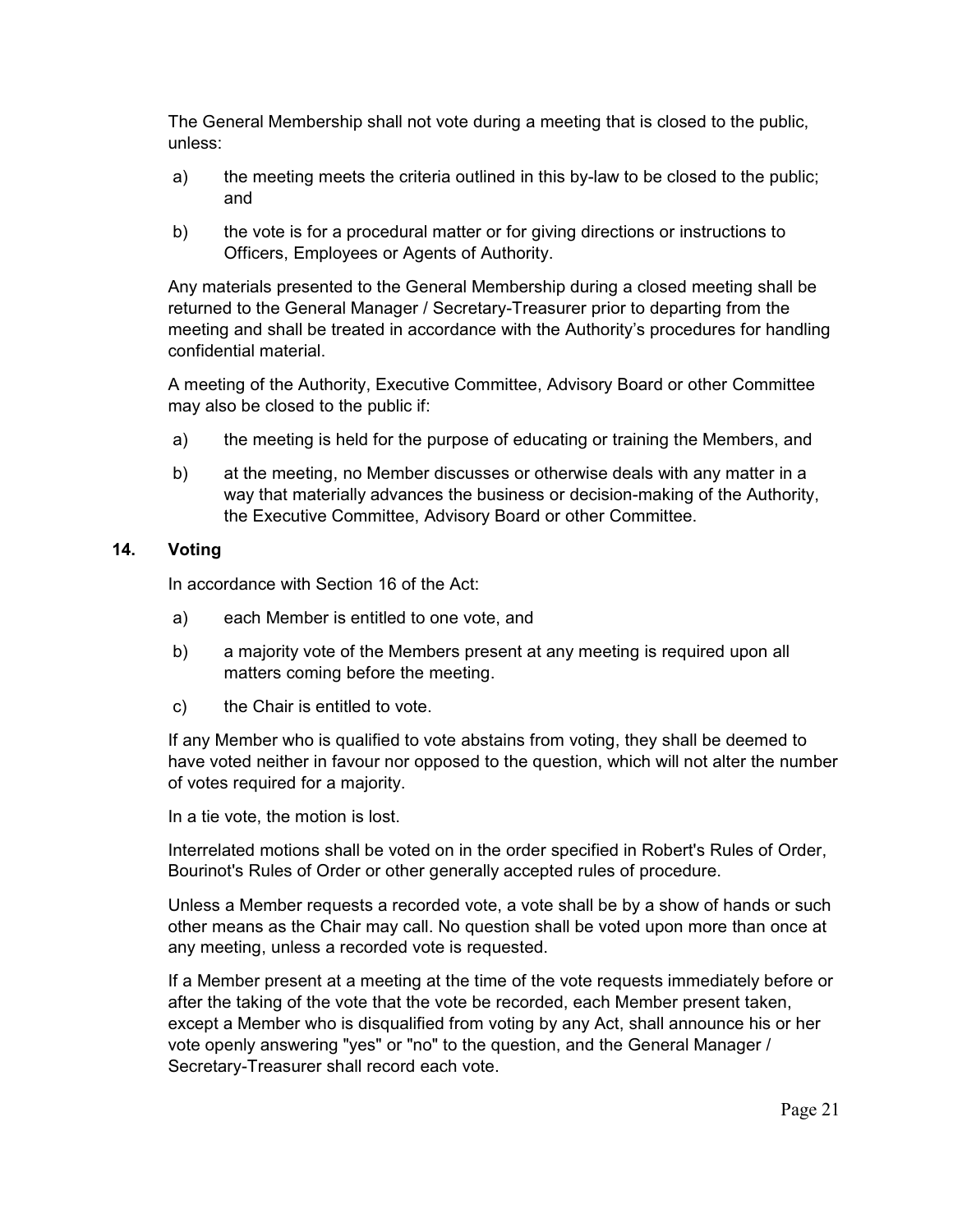The General Membership shall not vote during a meeting that is closed to the public, unless:

a) the meeting meets the criteria outlined in this by-law to be closed to the public; and

b) the vote is for a procedural matter or for giving directions or instructions to Officers, Employees or Agents of Authority.

Any materials presented to the General Membership during a closed meeting shall be returned to the General Manager / Secretary-Treasurer prior to departing from the meeting and shall be treated in accordance with the Authority's procedures for handling confidential material.

A meeting of the Authority, Executive Committee, Advisory Board or other Committee may also be closed to the public if:

a) the meeting is held for the purpose of educating or training the Members, and

b) at the meeting, no Member discusses or otherwise deals with any matter in a way that materially advances the business or decision-making of the Authority, the Executive Committee, Advisory Board or other Committee.

## 14. Voting

In accordance with Section 16 of the Act:

a) each Member is entitled to one vote, and

b) a majority vote of the Members present at any meeting is required upon all matters coming before the meeting.

c) the Chair is entitled to vote.

If any Member who is qualified to vote abstains from voting, they shall be deemed to have voted neither in favour nor opposed to the question, which will not alter the number of votes required for a majority.

In a tie vote, the motion is lost.

Interrelated motions shall be voted on in the order specified in Robert's Rules of Order, Bourinot's Rules of Order or other generally accepted rules of procedure.

Unless a Member requests a recorded vote, a vote shall be by a show of hands or such other means as the Chair may call. No question shall be voted upon more than once at any meeting, unless a recorded vote is requested.

If a Member present at a meeting at the time of the vote requests immediately before or after the taking of the vote that the vote be recorded, each Member present taken, except a Member who is disqualified from voting by any Act, shall announce his or her vote openly answering "yes" or "no" to the question, and the General Manager / Secretary-Treasurer shall record each vote.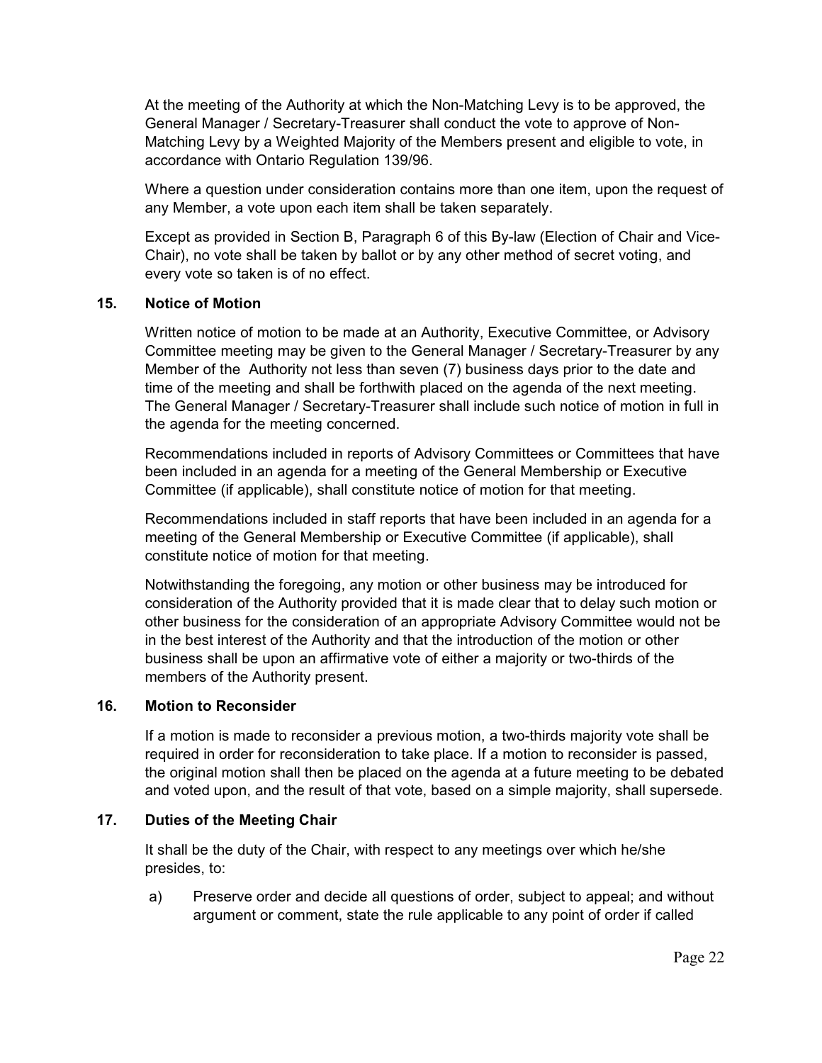At the meeting of the Authority at which the Non-Matching Levy is to be approved, the General Manager / Secretary-Treasurer shall conduct the vote to approve of Non-Matching Levy by a Weighted Majority of the Members present and eligible to vote, in accordance with Ontario Regulation 139/96.

Where a question under consideration contains more than one item, upon the request of any Member, a vote upon each item shall be taken separately.

Except as provided in Section B, Paragraph 6 of this By-law (Election of Chair and Vice-Chair), no vote shall be taken by ballot or by any other method of secret voting, and every vote so taken is of no effect.

### 15. Notice of Motion

Written notice of motion to be made at an Authority, Executive Committee, or Advisory Committee meeting may be given to the General Manager / Secretary-Treasurer by any Member of the Authority not less than seven (7) business days prior to the date and time of the meeting and shall be forthwith placed on the agenda of the next meeting. The General Manager / Secretary-Treasurer shall include such notice of motion in full in the agenda for the meeting concerned.

Recommendations included in reports of Advisory Committees or Committees that have been included in an agenda for a meeting of the General Membership or Executive Committee (if applicable), shall constitute notice of motion for that meeting.

Recommendations included in staff reports that have been included in an agenda for a meeting of the General Membership or Executive Committee (if applicable), shall constitute notice of motion for that meeting.

Notwithstanding the foregoing, any motion or other business may be introduced for consideration of the Authority provided that it is made clear that to delay such motion or other business for the consideration of an appropriate Advisory Committee would not be in the best interest of the Authority and that the introduction of the motion or other business shall be upon an affirmative vote of either a majority or two-thirds of the members of the Authority present.

### 16. Motion to Reconsider

If a motion is made to reconsider a previous motion, a two-thirds majority vote shall be required in order for reconsideration to take place. If a motion to reconsider is passed, the original motion shall then be placed on the agenda at a future meeting to be debated and voted upon, and the result of that vote, based on a simple majority, shall supersede.

### 17. Duties of the Meeting Chair

It shall be the duty of the Chair, with respect to any meetings over which he/she presides, to:

a) Preserve order and decide all questions of order, subject to appeal; and without argument or comment, state the rule applicable to any point of order if called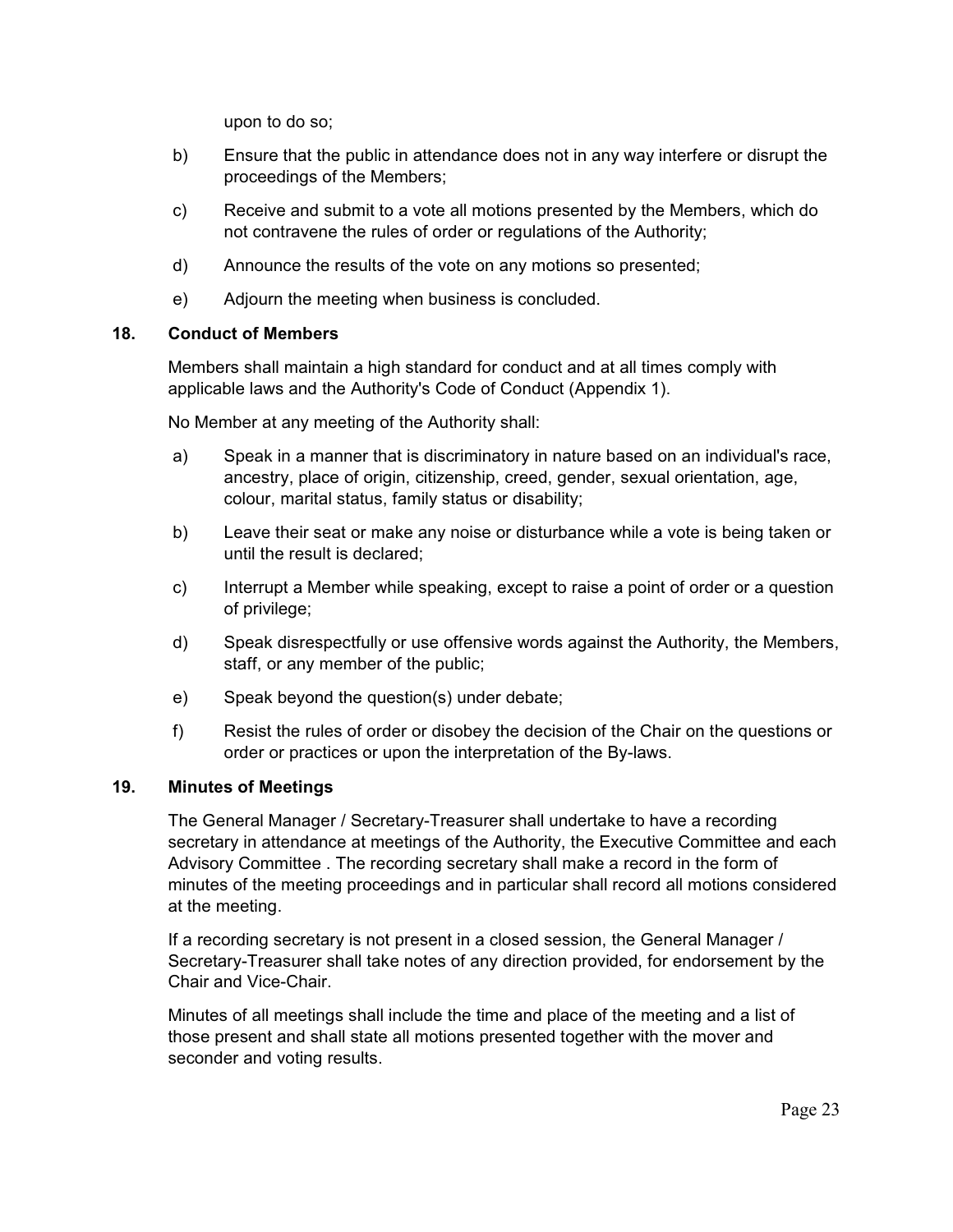upon to do so;

b) Ensure that the public in attendance does not in any way interfere or disrupt the proceedings of the Members;

c) Receive and submit to a vote all motions presented by the Members, which do not contravene the rules of order or regulations of the Authority;

d) Announce the results of the vote on any motions so presented;

e) Adjourn the meeting when business is concluded.

### 18. Conduct of Members

Members shall maintain a high standard for conduct and at all times comply with applicable laws and the Authority's Code of Conduct (Appendix 1).

No Member at any meeting of the Authority shall:

a) Speak in a manner that is discriminatory in nature based on an individual's race, ancestry, place of origin, citizenship, creed, gender, sexual orientation, age, colour, marital status, family status or disability;

b) Leave their seat or make any noise or disturbance while a vote is being taken or until the result is declared;

c) Interrupt a Member while speaking, except to raise a point of order or a question of privilege;

d) Speak disrespectfully or use offensive words against the Authority, the Members, staff, or any member of the public;

e) Speak beyond the question(s) under debate;

f) Resist the rules of order or disobey the decision of the Chair on the questions or order or practices or upon the interpretation of the By-laws.

### 19. Minutes of Meetings

The General Manager / Secretary-Treasurer shall undertake to have a recording secretary in attendance at meetings of the Authority, the Executive Committee and each Advisory Committee . The recording secretary shall make a record in the form of minutes of the meeting proceedings and in particular shall record all motions considered at the meeting.

If a recording secretary is not present in a closed session, the General Manager / Secretary-Treasurer shall take notes of any direction provided, for endorsement by the Chair and Vice-Chair.

Minutes of all meetings shall include the time and place of the meeting and a list of those present and shall state all motions presented together with the mover and seconder and voting results.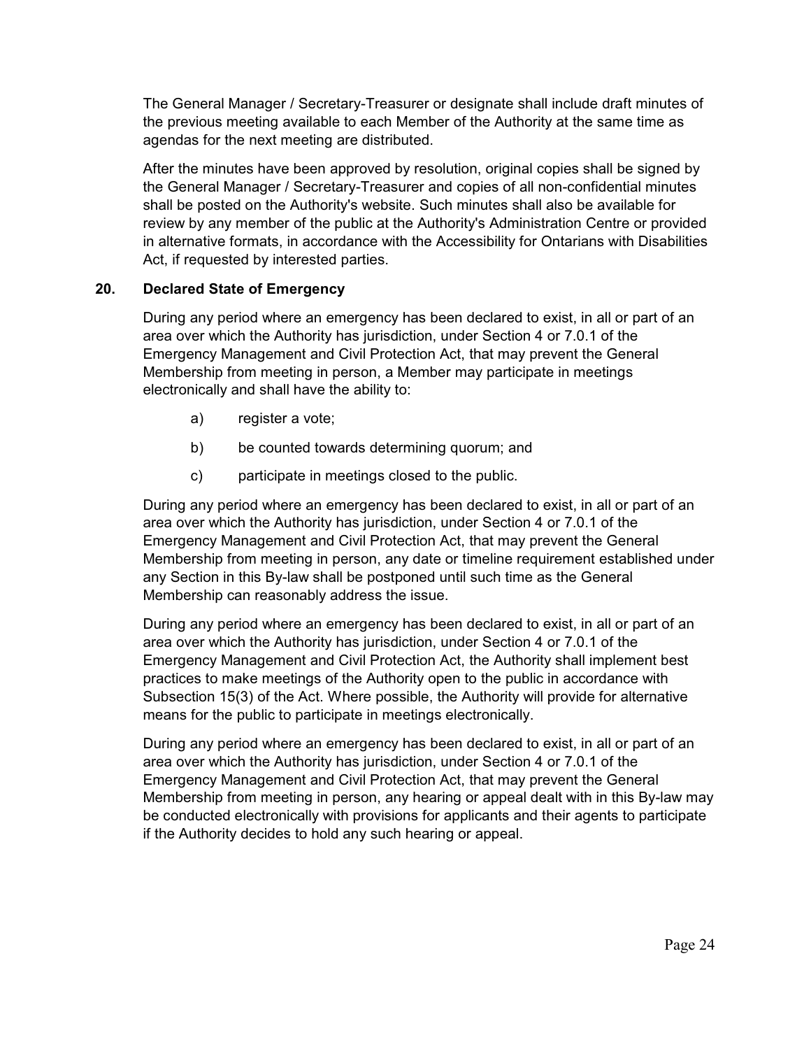The General Manager / Secretary-Treasurer or designate shall include draft minutes of the previous meeting available to each Member of the Authority at the same time as agendas for the next meeting are distributed.

After the minutes have been approved by resolution, original copies shall be signed by the General Manager / Secretary-Treasurer and copies of all non-confidential minutes shall be posted on the Authority's website. Such minutes shall also be available for review by any member of the public at the Authority's Administration Centre or provided in alternative formats, in accordance with the Accessibility for Ontarians with Disabilities Act, if requested by interested parties.

## 20. Declared State of Emergency

During any period where an emergency has been declared to exist, in all or part of an area over which the Authority has jurisdiction, under Section 4 or 7.0.1 of the Emergency Management and Civil Protection Act, that may prevent the General Membership from meeting in person, a Member may participate in meetings electronically and shall have the ability to:

a) register a vote;

b) be counted towards determining quorum; and

c) participate in meetings closed to the public.

During any period where an emergency has been declared to exist, in all or part of an area over which the Authority has jurisdiction, under Section 4 or 7.0.1 of the Emergency Management and Civil Protection Act, that may prevent the General Membership from meeting in person, any date or timeline requirement established under any Section in this By-law shall be postponed until such time as the General Membership can reasonably address the issue.

During any period where an emergency has been declared to exist, in all or part of an area over which the Authority has jurisdiction, under Section 4 or 7.0.1 of the Emergency Management and Civil Protection Act, the Authority shall implement best practices to make meetings of the Authority open to the public in accordance with Subsection 15(3) of the Act. Where possible, the Authority will provide for alternative means for the public to participate in meetings electronically.

During any period where an emergency has been declared to exist, in all or part of an area over which the Authority has jurisdiction, under Section 4 or 7.0.1 of the Emergency Management and Civil Protection Act, that may prevent the General Membership from meeting in person, any hearing or appeal dealt with in this By-law may be conducted electronically with provisions for applicants and their agents to participate if the Authority decides to hold any such hearing or appeal.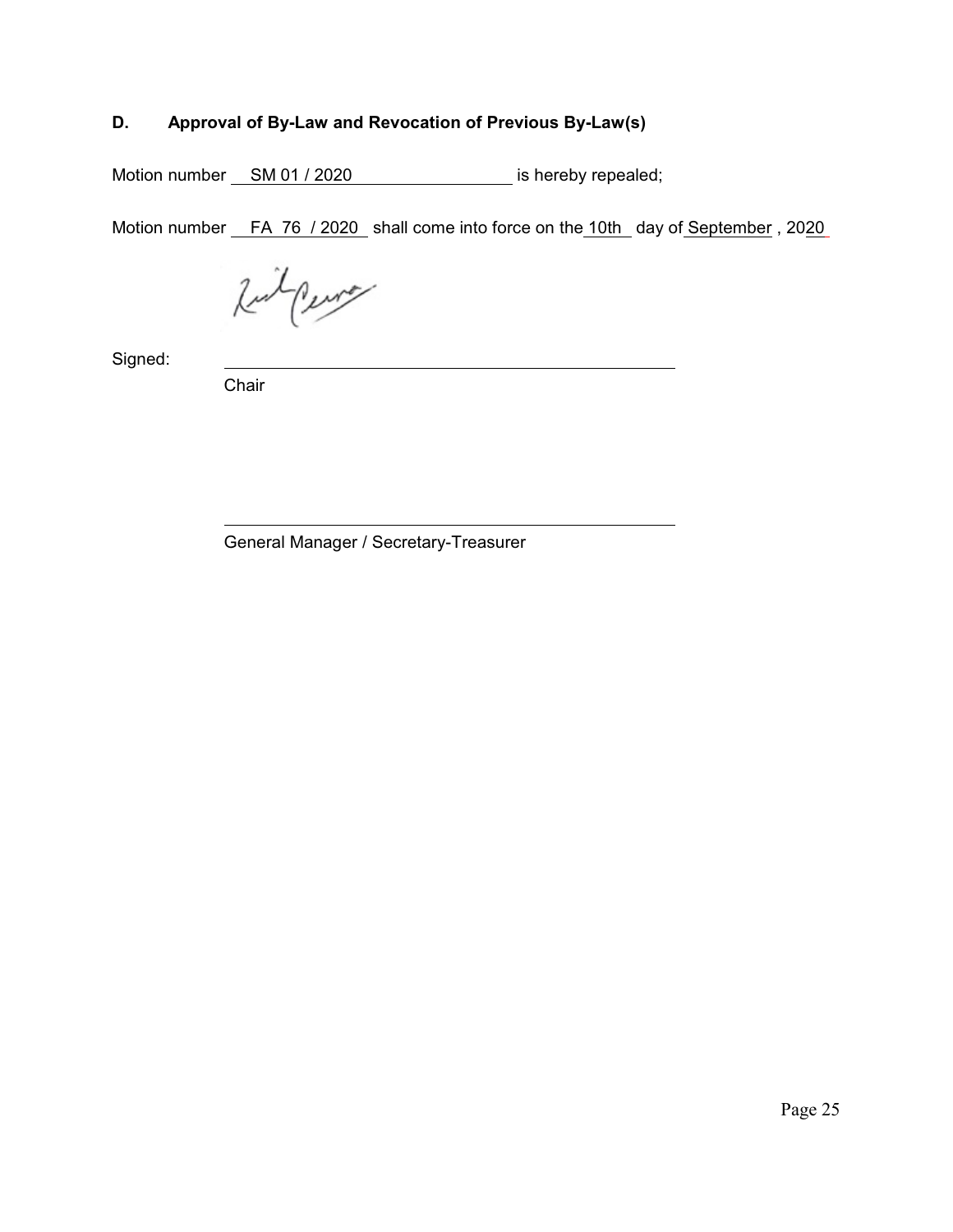### D. Approval of By-Law and Revocation of Previous By-Law(s)

Motion number SM 01 / 2020 is hereby repealed;

Motion number FA 76 / 2020 shall come into force on the 10th day of September, 2020

Signed: ______________________________

Chair

______________________________

General Manager / Secretary-Treasurer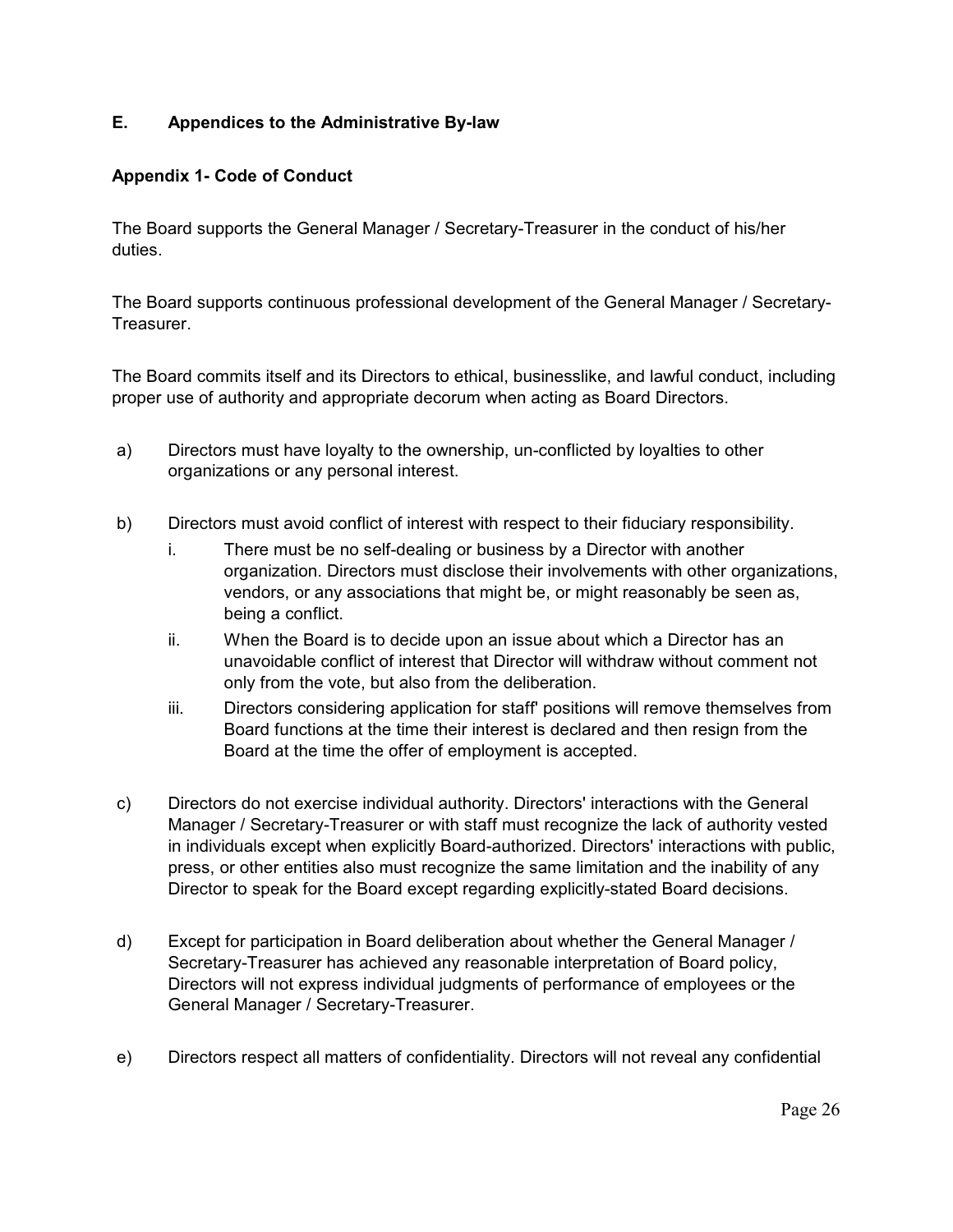## E. Appendices to the Administrative By-law

### Appendix 1- Code of Conduct

The Board supports the General Manager / Secretary-Treasurer in the conduct of his/her duties.

The Board supports continuous professional development of the General Manager / Secretary-Treasurer.

The Board commits itself and its Directors to ethical, businesslike, and lawful conduct, including proper use of authority and appropriate decorum when acting as Board Directors.

a) Directors must have loyalty to the ownership, un-conflicted by loyalties to other organizations or any personal interest.

b) Directors must avoid conflict of interest with respect to their fiduciary responsibility.
   i. There must be no self-dealing or business by a Director with another organization. Directors must disclose their involvements with other organizations, vendors, or any associations that might be, or might reasonably be seen as, being a conflict.
   ii. When the Board is to decide upon an issue about which a Director has an unavoidable conflict of interest that Director will withdraw without comment not only from the vote, but also from the deliberation.
   iii. Directors considering application for staff' positions will remove themselves from Board functions at the time their interest is declared and then resign from the Board at the time the offer of employment is accepted.

c) Directors do not exercise individual authority. Directors' interactions with the General Manager / Secretary-Treasurer or with staff must recognize the lack of authority vested in individuals except when explicitly Board-authorized. Directors' interactions with public, press, or other entities also must recognize the same limitation and the inability of any Director to speak for the Board except regarding explicitly-stated Board decisions.

d) Except for participation in Board deliberation about whether the General Manager / Secretary-Treasurer has achieved any reasonable interpretation of Board policy, Directors will not express individual judgments of performance of employees or the General Manager / Secretary-Treasurer.

e) Directors respect all matters of confidentiality. Directors will not reveal any confidential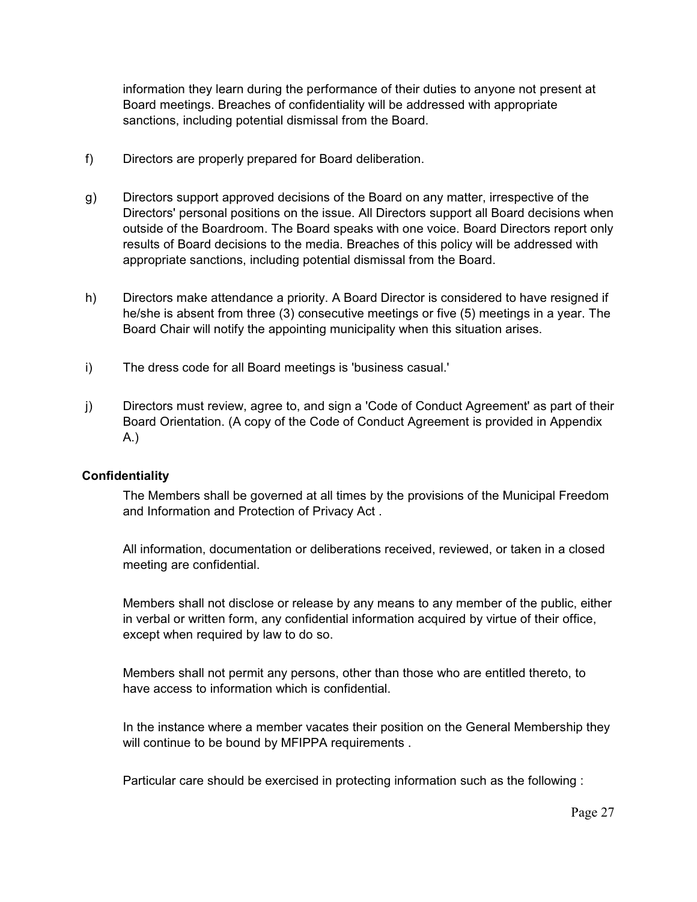information they learn during the performance of their duties to anyone not present at Board meetings. Breaches of confidentiality will be addressed with appropriate sanctions, including potential dismissal from the Board.

f) Directors are properly prepared for Board deliberation.

g) Directors support approved decisions of the Board on any matter, irrespective of the Directors' personal positions on the issue. All Directors support all Board decisions when outside of the Boardroom. The Board speaks with one voice. Board Directors report only results of Board decisions to the media. Breaches of this policy will be addressed with appropriate sanctions, including potential dismissal from the Board.

h) Directors make attendance a priority. A Board Director is considered to have resigned if he/she is absent from three (3) consecutive meetings or five (5) meetings in a year. The Board Chair will notify the appointing municipality when this situation arises.

i) The dress code for all Board meetings is 'business casual.'

j) Directors must review, agree to, and sign a 'Code of Conduct Agreement' as part of their Board Orientation. (A copy of the Code of Conduct Agreement is provided in Appendix A.)

**Confidentiality**

The Members shall be governed at all times by the provisions of the Municipal Freedom and Information and Protection of Privacy Act .

All information, documentation or deliberations received, reviewed, or taken in a closed meeting are confidential.

Members shall not disclose or release by any means to any member of the public, either in verbal or written form, any confidential information acquired by virtue of their office, except when required by law to do so.

Members shall not permit any persons, other than those who are entitled thereto, to have access to information which is confidential.

In the instance where a member vacates their position on the General Membership they will continue to be bound by MFIPPA requirements .

Particular care should be exercised in protecting information such as the following :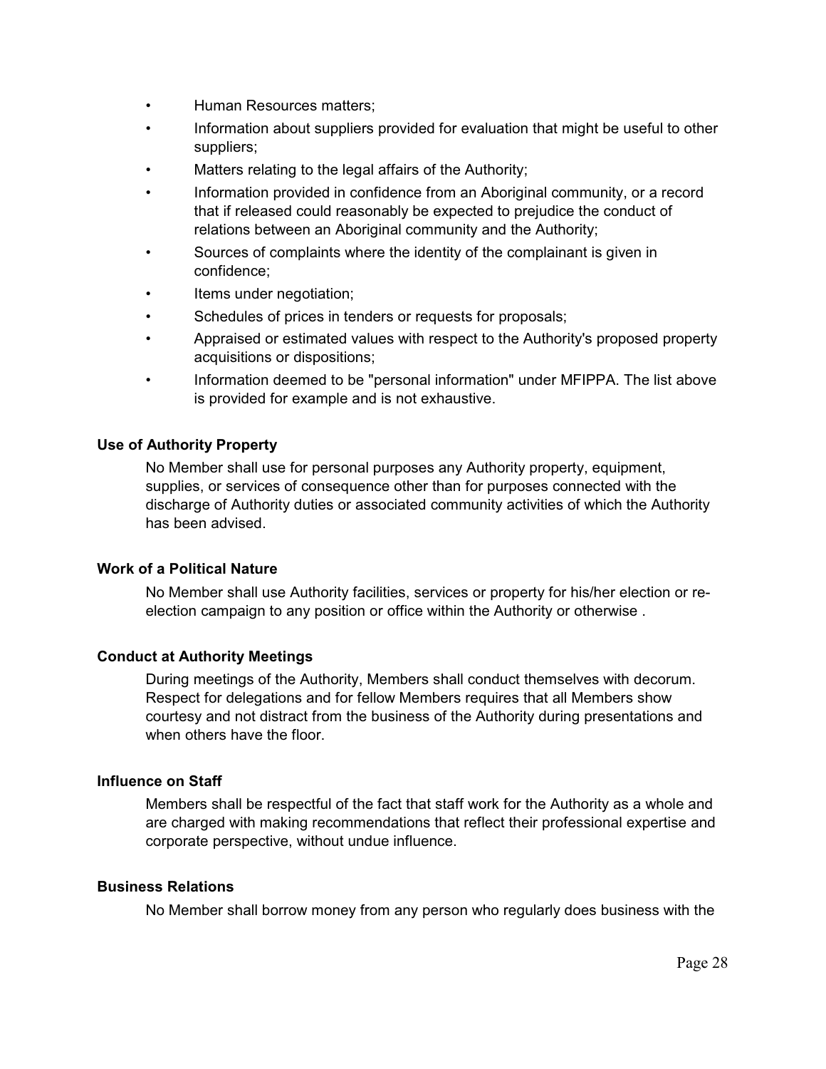- Human Resources matters;
- Information about suppliers provided for evaluation that might be useful to other suppliers;
- Matters relating to the legal affairs of the Authority;
- Information provided in confidence from an Aboriginal community, or a record that if released could reasonably be expected to prejudice the conduct of relations between an Aboriginal community and the Authority;
- Sources of complaints where the identity of the complainant is given in confidence;
- Items under negotiation;
- Schedules of prices in tenders or requests for proposals;
- Appraised or estimated values with respect to the Authority's proposed property acquisitions or dispositions;
- Information deemed to be "personal information" under MFIPPA. The list above is provided for example and is not exhaustive.

**Use of Authority Property**

No Member shall use for personal purposes any Authority property, equipment, supplies, or services of consequence other than for purposes connected with the discharge of Authority duties or associated community activities of which the Authority has been advised.

**Work of a Political Nature**

No Member shall use Authority facilities, services or property for his/her election or re-election campaign to any position or office within the Authority or otherwise .

**Conduct at Authority Meetings**

During meetings of the Authority, Members shall conduct themselves with decorum. Respect for delegations and for fellow Members requires that all Members show courtesy and not distract from the business of the Authority during presentations and when others have the floor.

**Influence on Staff**

Members shall be respectful of the fact that staff work for the Authority as a whole and are charged with making recommendations that reflect their professional expertise and corporate perspective, without undue influence.

**Business Relations**

No Member shall borrow money from any person who regularly does business with the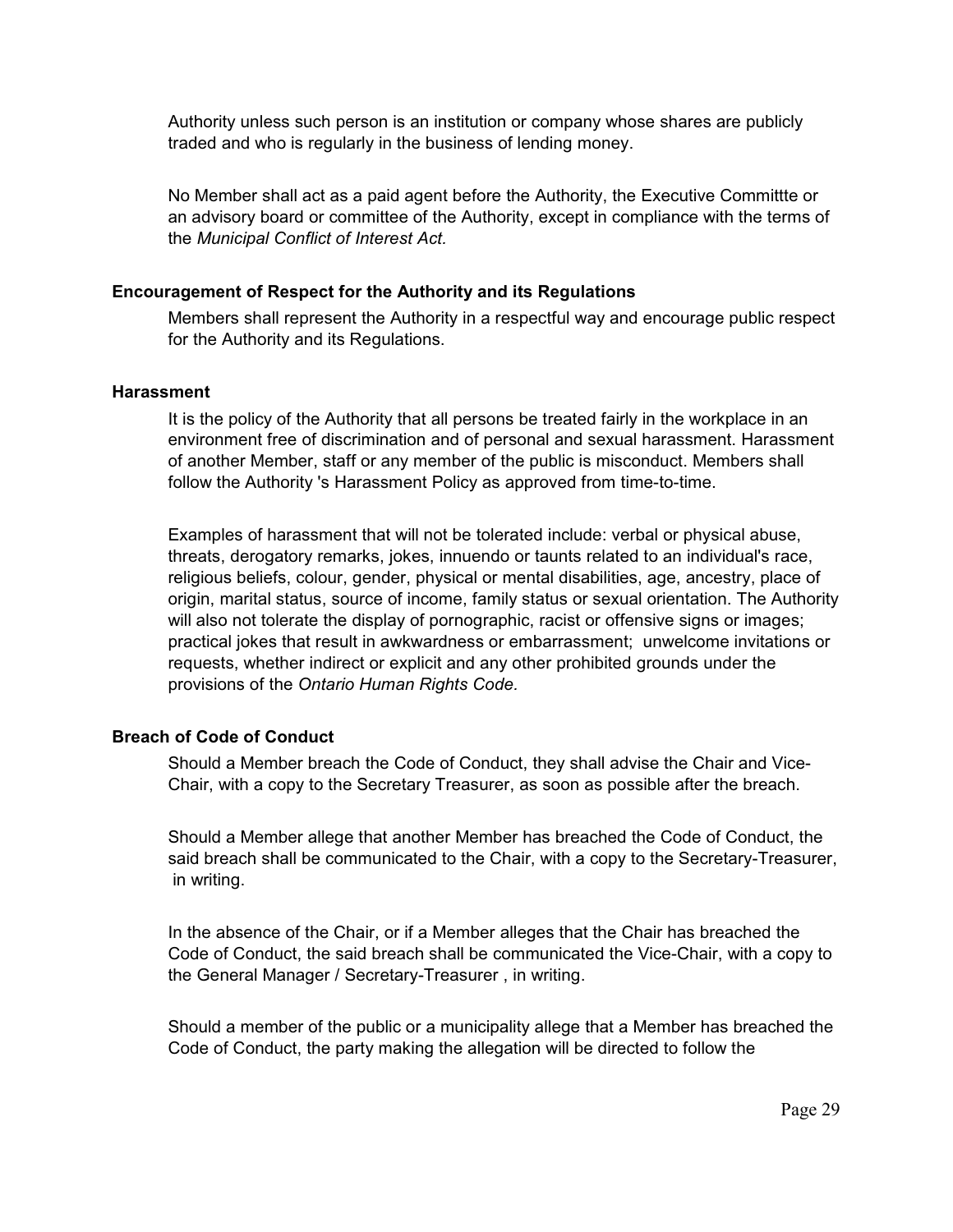Authority unless such person is an institution or company whose shares are publicly traded and who is regularly in the business of lending money.

No Member shall act as a paid agent before the Authority, the Executive Committte or an advisory board or committee of the Authority, except in compliance with the terms of the *Municipal Conflict of Interest Act.*

### Encouragement of Respect for the Authority and its Regulations

Members shall represent the Authority in a respectful way and encourage public respect for the Authority and its Regulations.

### Harassment

It is the policy of the Authority that all persons be treated fairly in the workplace in an environment free of discrimination and of personal and sexual harassment. Harassment of another Member, staff or any member of the public is misconduct. Members shall follow the Authority 's Harassment Policy as approved from time-to-time.

Examples of harassment that will not be tolerated include: verbal or physical abuse, threats, derogatory remarks, jokes, innuendo or taunts related to an individual's race, religious beliefs, colour, gender, physical or mental disabilities, age, ancestry, place of origin, marital status, source of income, family status or sexual orientation. The Authority will also not tolerate the display of pornographic, racist or offensive signs or images; practical jokes that result in awkwardness or embarrassment; unwelcome invitations or requests, whether indirect or explicit and any other prohibited grounds under the provisions of the *Ontario Human Rights Code.*

### Breach of Code of Conduct

Should a Member breach the Code of Conduct, they shall advise the Chair and Vice-Chair, with a copy to the Secretary Treasurer, as soon as possible after the breach.

Should a Member allege that another Member has breached the Code of Conduct, the said breach shall be communicated to the Chair, with a copy to the Secretary-Treasurer, in writing.

In the absence of the Chair, or if a Member alleges that the Chair has breached the Code of Conduct, the said breach shall be communicated the Vice-Chair, with a copy to the General Manager / Secretary-Treasurer , in writing.

Should a member of the public or a municipality allege that a Member has breached the Code of Conduct, the party making the allegation will be directed to follow the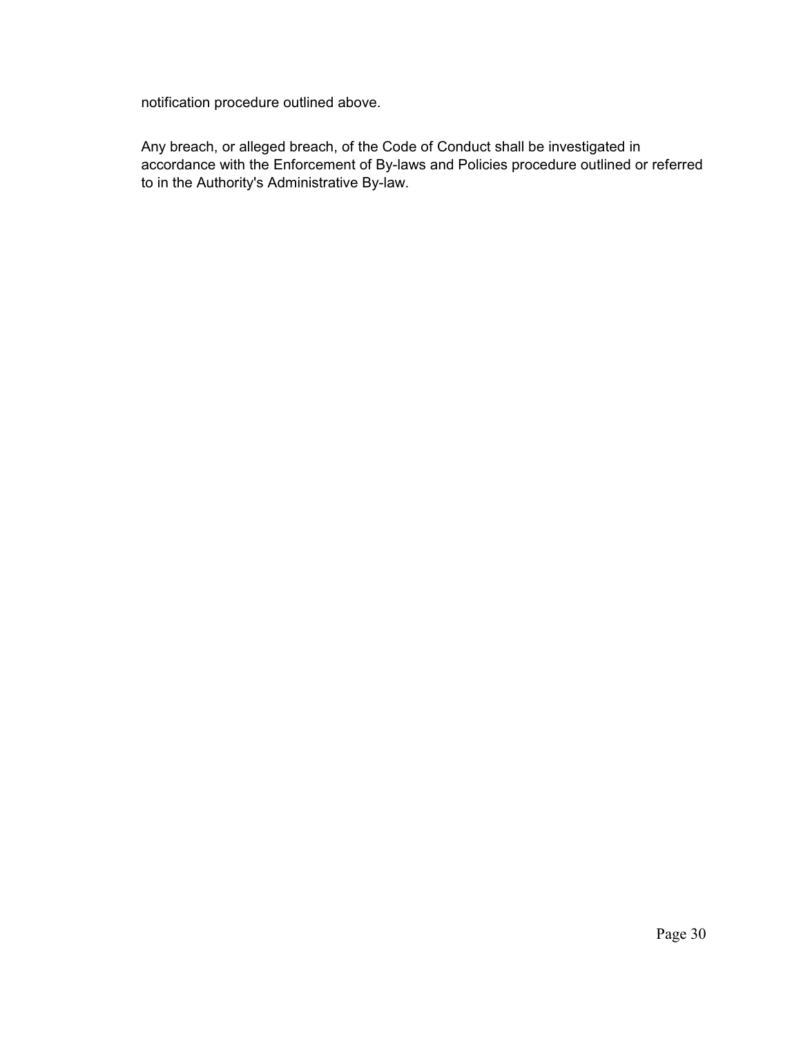notification procedure outlined above.

Any breach, or alleged breach, of the Code of Conduct shall be investigated in accordance with the Enforcement of By-laws and Policies procedure outlined or referred to in the Authority's Administrative By-law.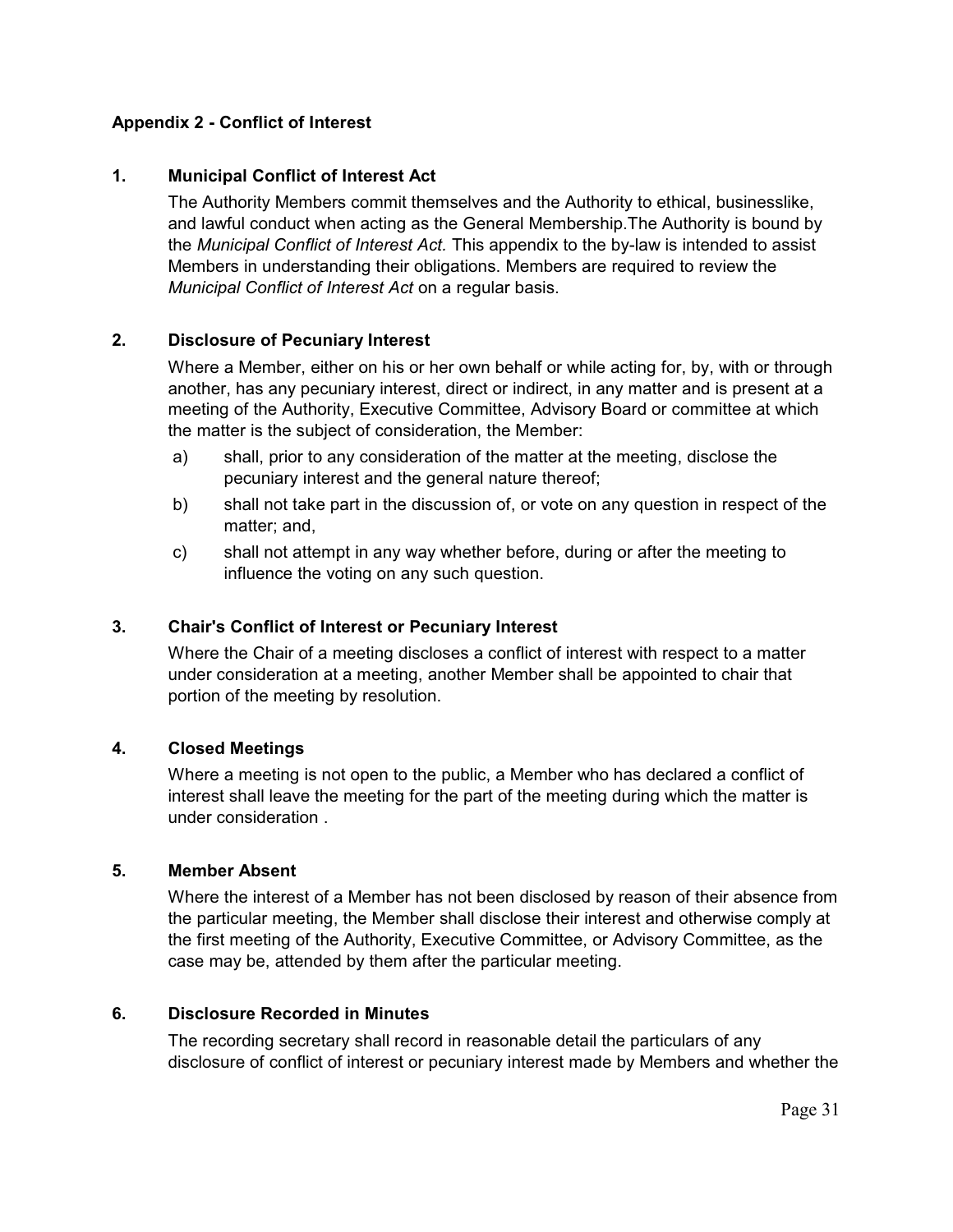## Appendix 2 - Conflict of Interest

### 1. Municipal Conflict of Interest Act

The Authority Members commit themselves and the Authority to ethical, businesslike, and lawful conduct when acting as the General Membership.The Authority is bound by the *Municipal Conflict of Interest Act.* This appendix to the by-law is intended to assist Members in understanding their obligations. Members are required to review the *Municipal Conflict of Interest Act* on a regular basis.

### 2. Disclosure of Pecuniary Interest

Where a Member, either on his or her own behalf or while acting for, by, with or through another, has any pecuniary interest, direct or indirect, in any matter and is present at a meeting of the Authority, Executive Committee, Advisory Board or committee at which the matter is the subject of consideration, the Member:

a) shall, prior to any consideration of the matter at the meeting, disclose the pecuniary interest and the general nature thereof;

b) shall not take part in the discussion of, or vote on any question in respect of the matter; and,

c) shall not attempt in any way whether before, during or after the meeting to influence the voting on any such question.

### 3. Chair's Conflict of Interest or Pecuniary Interest

Where the Chair of a meeting discloses a conflict of interest with respect to a matter under consideration at a meeting, another Member shall be appointed to chair that portion of the meeting by resolution.

### 4. Closed Meetings

Where a meeting is not open to the public, a Member who has declared a conflict of interest shall leave the meeting for the part of the meeting during which the matter is under consideration .

### 5. Member Absent

Where the interest of a Member has not been disclosed by reason of their absence from the particular meeting, the Member shall disclose their interest and otherwise comply at the first meeting of the Authority, Executive Committee, or Advisory Committee, as the case may be, attended by them after the particular meeting.

### 6. Disclosure Recorded in Minutes

The recording secretary shall record in reasonable detail the particulars of any disclosure of conflict of interest or pecuniary interest made by Members and whether the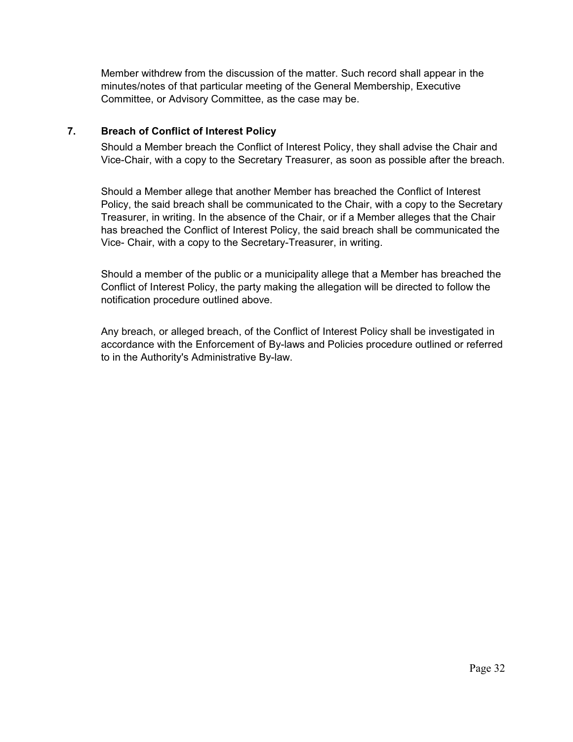Member withdrew from the discussion of the matter. Such record shall appear in the minutes/notes of that particular meeting of the General Membership, Executive Committee, or Advisory Committee, as the case may be.

## 7. Breach of Conflict of Interest Policy

Should a Member breach the Conflict of Interest Policy, they shall advise the Chair and Vice-Chair, with a copy to the Secretary Treasurer, as soon as possible after the breach.

Should a Member allege that another Member has breached the Conflict of Interest Policy, the said breach shall be communicated to the Chair, with a copy to the Secretary Treasurer, in writing. In the absence of the Chair, or if a Member alleges that the Chair has breached the Conflict of Interest Policy, the said breach shall be communicated the Vice- Chair, with a copy to the Secretary-Treasurer, in writing.

Should a member of the public or a municipality allege that a Member has breached the Conflict of Interest Policy, the party making the allegation will be directed to follow the notification procedure outlined above.

Any breach, or alleged breach, of the Conflict of Interest Policy shall be investigated in accordance with the Enforcement of By-laws and Policies procedure outlined or referred to in the Authority's Administrative By-law.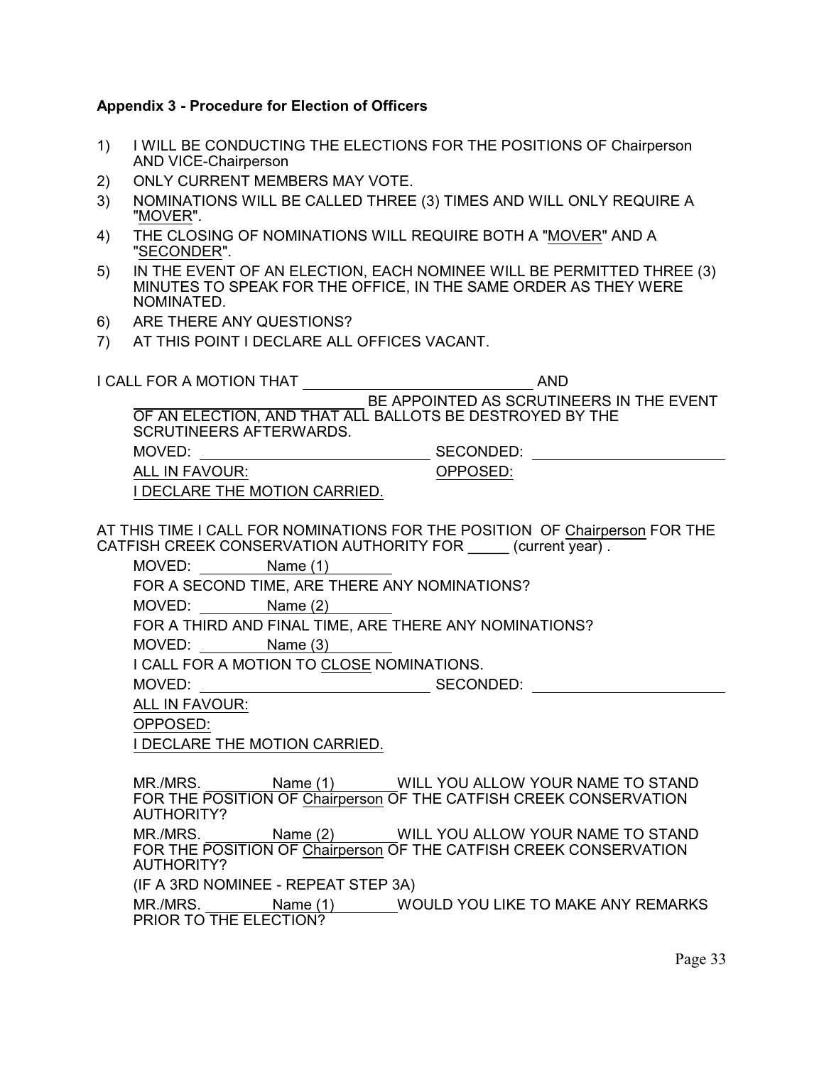**Appendix 3 - Procedure for Election of Officers**

1) I WILL BE CONDUCTING THE ELECTIONS FOR THE POSITIONS OF Chairperson AND VICE-Chairperson
2) ONLY CURRENT MEMBERS MAY VOTE.
3) NOMINATIONS WILL BE CALLED THREE (3) TIMES AND WILL ONLY REQUIRE A "MOVER".
4) THE CLOSING OF NOMINATIONS WILL REQUIRE BOTH A "MOVER" AND A "SECONDER".
5) IN THE EVENT OF AN ELECTION, EACH NOMINEE WILL BE PERMITTED THREE (3) MINUTES TO SPEAK FOR THE OFFICE, IN THE SAME ORDER AS THEY WERE NOMINATED.
6) ARE THERE ANY QUESTIONS?
7) AT THIS POINT I DECLARE ALL OFFICES VACANT.

I CALL FOR A MOTION THAT ____________________________ AND ____________________________ BE APPOINTED AS SCRUTINEERS IN THE EVENT OF AN ELECTION, AND THAT ALL BALLOTS BE DESTROYED BY THE SCRUTINEERS AFTERWARDS.

MOVED: ____________________________ SECONDED: ________________________

ALL IN FAVOUR: OPPOSED:

I DECLARE THE MOTION CARRIED.

AT THIS TIME I CALL FOR NOMINATIONS FOR THE POSITION OF Chairperson FOR THE CATFISH CREEK CONSERVATION AUTHORITY FOR _____ (current year) .

MOVED: Name (1)

FOR A SECOND TIME, ARE THERE ANY NOMINATIONS?

MOVED: Name (2)

FOR A THIRD AND FINAL TIME, ARE THERE ANY NOMINATIONS?

MOVED: Name (3)

I CALL FOR A MOTION TO CLOSE NOMINATIONS.

MOVED: ____________________________ SECONDED: ________________________

ALL IN FAVOUR:

OPPOSED:

I DECLARE THE MOTION CARRIED.

MR./MRS. Name (1) WILL YOU ALLOW YOUR NAME TO STAND FOR THE POSITION OF Chairperson OF THE CATFISH CREEK CONSERVATION AUTHORITY?

MR./MRS. Name (2) WILL YOU ALLOW YOUR NAME TO STAND FOR THE POSITION OF Chairperson OF THE CATFISH CREEK CONSERVATION AUTHORITY?

(IF A 3RD NOMINEE - REPEAT STEP 3A)

MR./MRS. Name (1) WOULD YOU LIKE TO MAKE ANY REMARKS PRIOR TO THE ELECTION?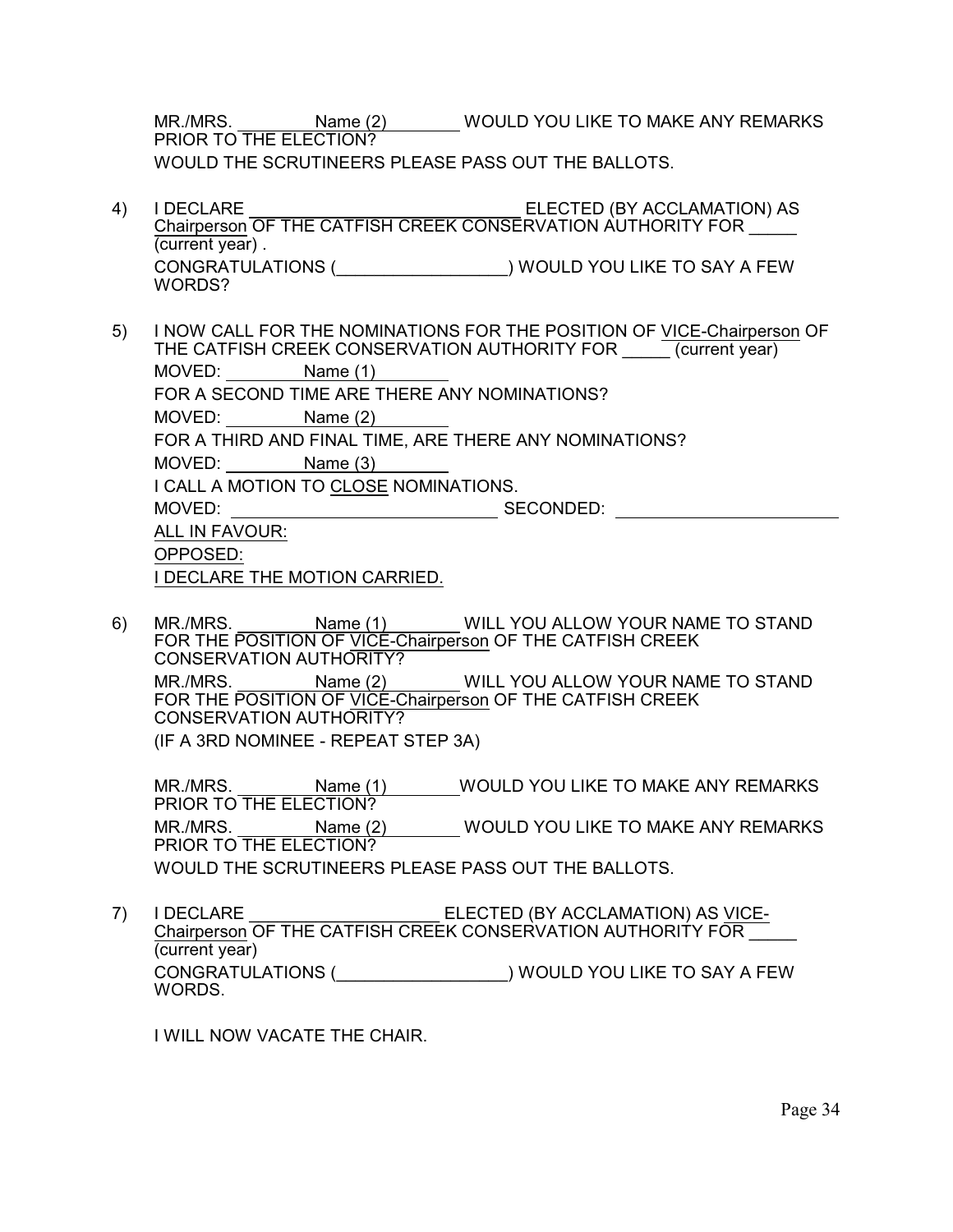MR./MRS. \_\_\_\_\_\_\_\_Name (2)\_\_\_\_\_\_\_\_ WOULD YOU LIKE TO MAKE ANY REMARKS PRIOR TO THE ELECTION?

WOULD THE SCRUTINEERS PLEASE PASS OUT THE BALLOTS.

4) I DECLARE \_\_\_\_\_\_\_\_\_\_\_\_\_\_\_\_\_\_\_\_\_\_\_\_\_\_\_\_ ELECTED (BY ACCLAMATION) AS Chairperson OF THE CATFISH CREEK CONSERVATION AUTHORITY FOR \_\_\_\_\_ (current year) .

   CONGRATULATIONS (\_\_\_\_\_\_\_\_\_\_\_\_\_\_\_\_\_\_) WOULD YOU LIKE TO SAY A FEW WORDS?

5) I NOW CALL FOR THE NOMINATIONS FOR THE POSITION OF VICE-Chairperson OF THE CATFISH CREEK CONSERVATION AUTHORITY FOR \_\_\_\_\_ (current year)

   MOVED: \_\_\_\_\_\_\_\_Name (1)\_\_\_\_\_\_\_\_

   FOR A SECOND TIME ARE THERE ANY NOMINATIONS?

   MOVED: \_\_\_\_\_\_\_\_Name (2)\_\_\_\_\_\_\_\_

   FOR A THIRD AND FINAL TIME, ARE THERE ANY NOMINATIONS?

   MOVED: \_\_\_\_\_\_\_\_Name (3)\_\_\_\_\_\_\_\_

   I CALL A MOTION TO CLOSE NOMINATIONS.

   MOVED: \_\_\_\_\_\_\_\_\_\_\_\_\_\_\_\_\_\_\_\_\_\_\_\_\_\_\_\_ SECONDED: \_\_\_\_\_\_\_\_\_\_\_\_\_\_\_\_\_\_\_\_\_\_\_\_\_\_

   ALL IN FAVOUR:

   OPPOSED:

   I DECLARE THE MOTION CARRIED.

6) MR./MRS. \_\_\_\_\_\_\_\_Name (1)\_\_\_\_\_\_\_\_ WILL YOU ALLOW YOUR NAME TO STAND FOR THE POSITION OF VICE-Chairperson OF THE CATFISH CREEK CONSERVATION AUTHORITY?

   MR./MRS. \_\_\_\_\_\_\_\_Name (2)\_\_\_\_\_\_\_\_ WILL YOU ALLOW YOUR NAME TO STAND FOR THE POSITION OF VICE-Chairperson OF THE CATFISH CREEK CONSERVATION AUTHORITY?

   (IF A 3RD NOMINEE - REPEAT STEP 3A)

   MR./MRS. \_\_\_\_\_\_\_\_Name (1)\_\_\_\_\_\_\_\_WOULD YOU LIKE TO MAKE ANY REMARKS PRIOR TO THE ELECTION?

   MR./MRS. \_\_\_\_\_\_\_\_Name (2)\_\_\_\_\_\_\_\_ WOULD YOU LIKE TO MAKE ANY REMARKS PRIOR TO THE ELECTION?

   WOULD THE SCRUTINEERS PLEASE PASS OUT THE BALLOTS.

7) I DECLARE \_\_\_\_\_\_\_\_\_\_\_\_\_\_\_\_\_\_\_\_ ELECTED (BY ACCLAMATION) AS VICE-Chairperson OF THE CATFISH CREEK CONSERVATION AUTHORITY FOR \_\_\_\_\_ (current year)

   CONGRATULATIONS (\_\_\_\_\_\_\_\_\_\_\_\_\_\_\_\_\_\_) WOULD YOU LIKE TO SAY A FEW WORDS.

   I WILL NOW VACATE THE CHAIR.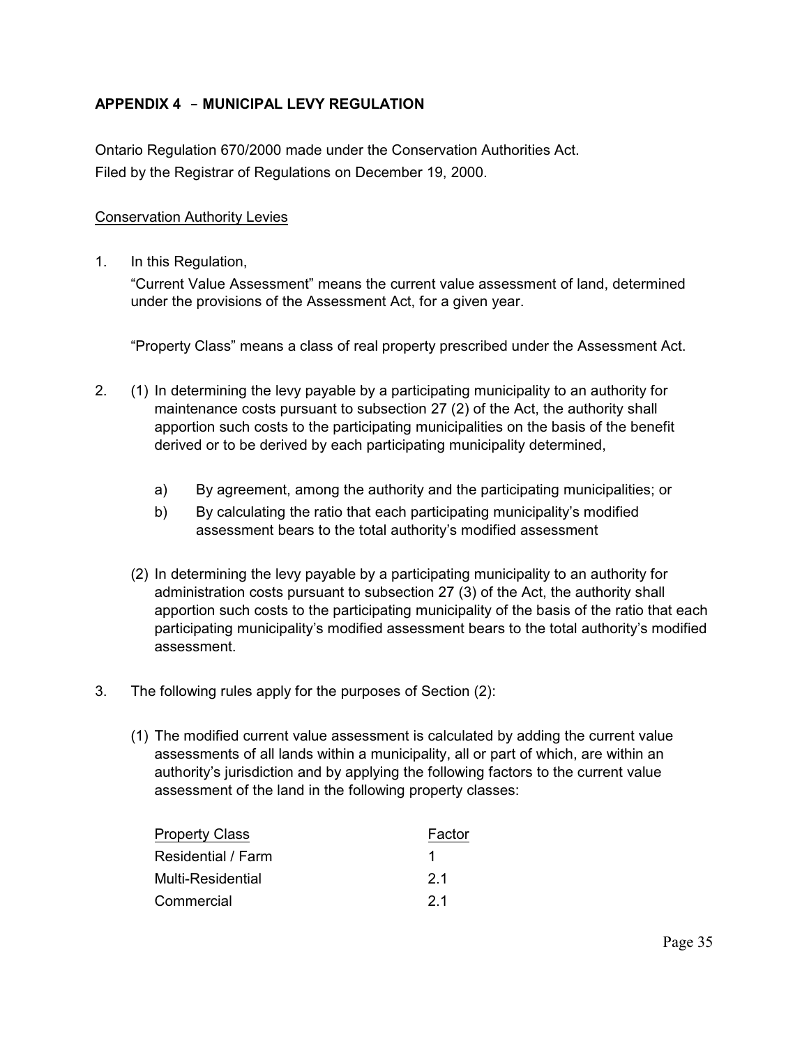**APPENDIX 4 – MUNICIPAL LEVY REGULATION**

Ontario Regulation 670/2000 made under the Conservation Authorities Act.
Filed by the Registrar of Regulations on December 19, 2000.

Conservation Authority Levies

1. In this Regulation,

   “Current Value Assessment” means the current value assessment of land, determined under the provisions of the Assessment Act, for a given year.

   “Property Class” means a class of real property prescribed under the Assessment Act.

2. (1) In determining the levy payable by a participating municipality to an authority for maintenance costs pursuant to subsection 27 (2) of the Act, the authority shall apportion such costs to the participating municipalities on the basis of the benefit derived or to be derived by each participating municipality determined,

   a) By agreement, among the authority and the participating municipalities; or
   b) By calculating the ratio that each participating municipality’s modified assessment bears to the total authority’s modified assessment

   (2) In determining the levy payable by a participating municipality to an authority for administration costs pursuant to subsection 27 (3) of the Act, the authority shall apportion such costs to the participating municipality of the basis of the ratio that each participating municipality’s modified assessment bears to the total authority’s modified assessment.

3. The following rules apply for the purposes of Section (2):

   (1) The modified current value assessment is calculated by adding the current value assessments of all lands within a municipality, all or part of which, are within an authority’s jurisdiction and by applying the following factors to the current value assessment of the land in the following property classes:

| Property Class | Factor |
|---|---|
| Residential / Farm | 1 |
| Multi-Residential | 2.1 |
| Commercial | 2.1 |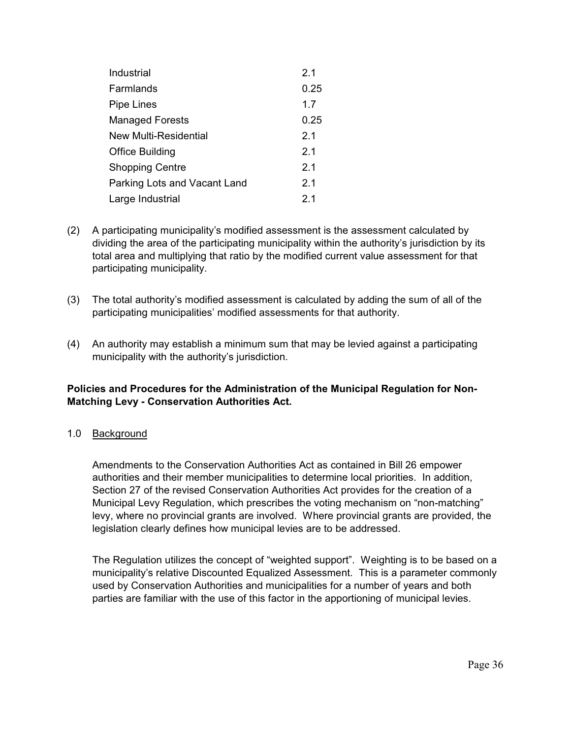| | |
|---|---|
| Industrial | 2.1 |
| Farmlands | 0.25 |
| Pipe Lines | 1.7 |
| Managed Forests | 0.25 |
| New Multi-Residential | 2.1 |
| Office Building | 2.1 |
| Shopping Centre | 2.1 |
| Parking Lots and Vacant Land | 2.1 |
| Large Industrial | 2.1 |

(2) A participating municipality's modified assessment is the assessment calculated by dividing the area of the participating municipality within the authority's jurisdiction by its total area and multiplying that ratio by the modified current value assessment for that participating municipality.

(3) The total authority's modified assessment is calculated by adding the sum of all of the participating municipalities' modified assessments for that authority.

(4) An authority may establish a minimum sum that may be levied against a participating municipality with the authority's jurisdiction.

**Policies and Procedures for the Administration of the Municipal Regulation for Non-Matching Levy - Conservation Authorities Act.**

1.0 Background

Amendments to the Conservation Authorities Act as contained in Bill 26 empower authorities and their member municipalities to determine local priorities. In addition, Section 27 of the revised Conservation Authorities Act provides for the creation of a Municipal Levy Regulation, which prescribes the voting mechanism on "non-matching" levy, where no provincial grants are involved. Where provincial grants are provided, the legislation clearly defines how municipal levies are to be addressed.

The Regulation utilizes the concept of "weighted support". Weighting is to be based on a municipality's relative Discounted Equalized Assessment. This is a parameter commonly used by Conservation Authorities and municipalities for a number of years and both parties are familiar with the use of this factor in the apportioning of municipal levies.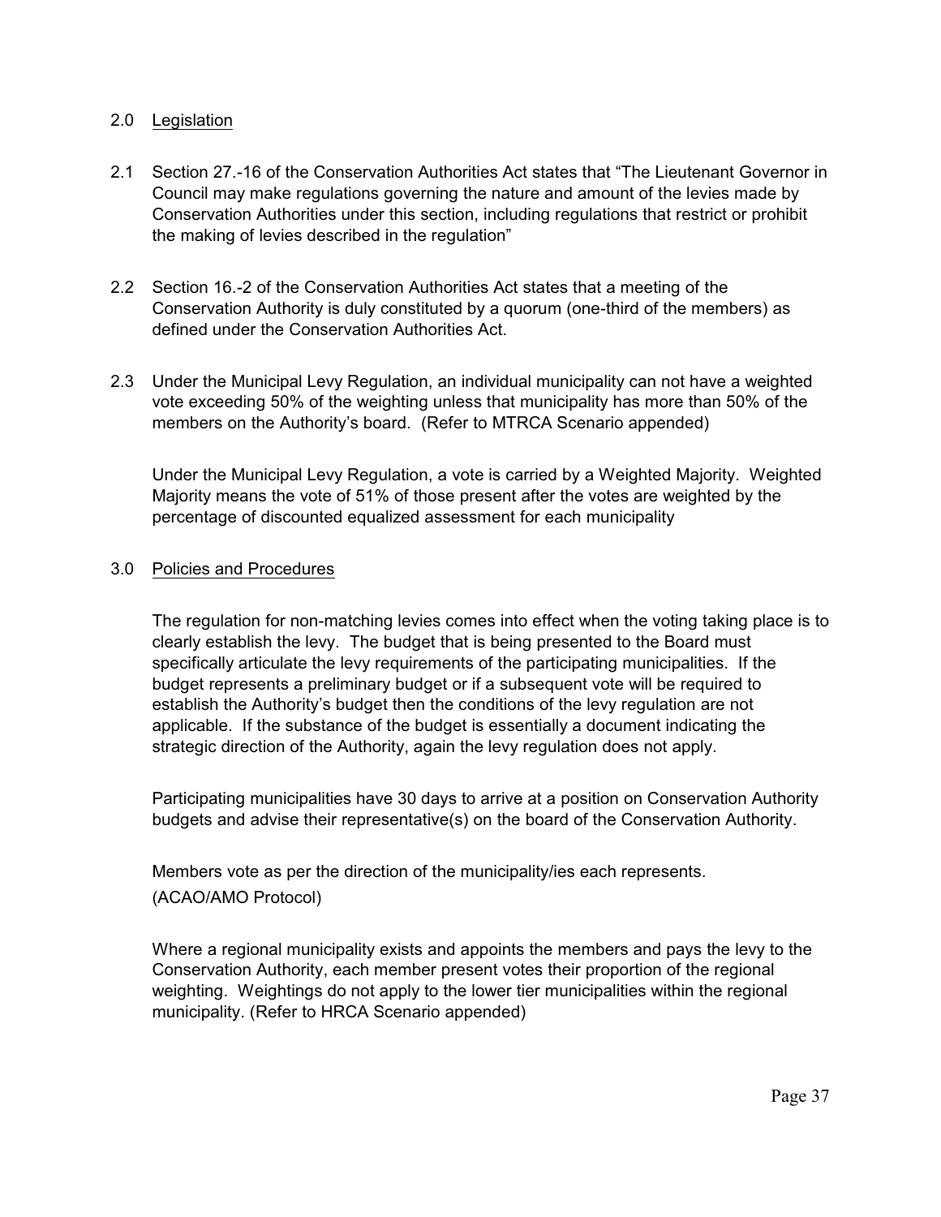## 2.0 Legislation

2.1 Section 27.-16 of the Conservation Authorities Act states that "The Lieutenant Governor in Council may make regulations governing the nature and amount of the levies made by Conservation Authorities under this section, including regulations that restrict or prohibit the making of levies described in the regulation"

2.2 Section 16.-2 of the Conservation Authorities Act states that a meeting of the Conservation Authority is duly constituted by a quorum (one-third of the members) as defined under the Conservation Authorities Act.

2.3 Under the Municipal Levy Regulation, an individual municipality can not have a weighted vote exceeding 50% of the weighting unless that municipality has more than 50% of the members on the Authority's board. (Refer to MTRCA Scenario appended)

Under the Municipal Levy Regulation, a vote is carried by a Weighted Majority. Weighted Majority means the vote of 51% of those present after the votes are weighted by the percentage of discounted equalized assessment for each municipality

## 3.0 Policies and Procedures

The regulation for non-matching levies comes into effect when the voting taking place is to clearly establish the levy. The budget that is being presented to the Board must specifically articulate the levy requirements of the participating municipalities. If the budget represents a preliminary budget or if a subsequent vote will be required to establish the Authority's budget then the conditions of the levy regulation are not applicable. If the substance of the budget is essentially a document indicating the strategic direction of the Authority, again the levy regulation does not apply.

Participating municipalities have 30 days to arrive at a position on Conservation Authority budgets and advise their representative(s) on the board of the Conservation Authority.

Members vote as per the direction of the municipality/ies each represents.
(ACAO/AMO Protocol)

Where a regional municipality exists and appoints the members and pays the levy to the Conservation Authority, each member present votes their proportion of the regional weighting. Weightings do not apply to the lower tier municipalities within the regional municipality. (Refer to HRCA Scenario appended)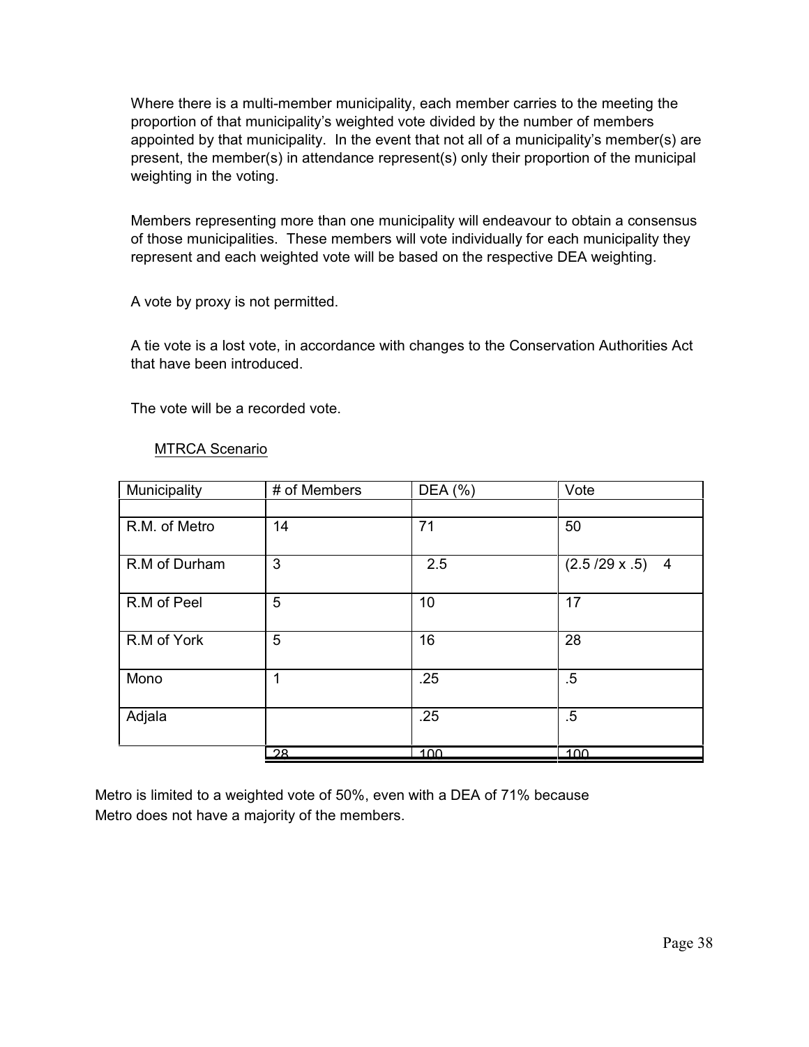Where there is a multi-member municipality, each member carries to the meeting the proportion of that municipality's weighted vote divided by the number of members appointed by that municipality. In the event that not all of a municipality's member(s) are present, the member(s) in attendance represent(s) only their proportion of the municipal weighting in the voting.

Members representing more than one municipality will endeavour to obtain a consensus of those municipalities. These members will vote individually for each municipality they represent and each weighted vote will be based on the respective DEA weighting.

A vote by proxy is not permitted.

A tie vote is a lost vote, in accordance with changes to the Conservation Authorities Act that have been introduced.

The vote will be a recorded vote.

MTRCA Scenario

| Municipality | # of Members | DEA (%) | Vote |
|---|---|---|---|
| | | | |
| R.M. of Metro | 14 | 71 | 50 |
| R.M of Durham | 3 | 2.5 | (2.5 /29 x .5) 4 |
| R.M of Peel | 5 | 10 | 17 |
| R.M of York | 5 | 16 | 28 |
| Mono | 1 | .25 | .5 |
| Adjala | | .25 | .5 |
| | 28 | 100 | 100 |

Metro is limited to a weighted vote of 50%, even with a DEA of 71% because Metro does not have a majority of the members.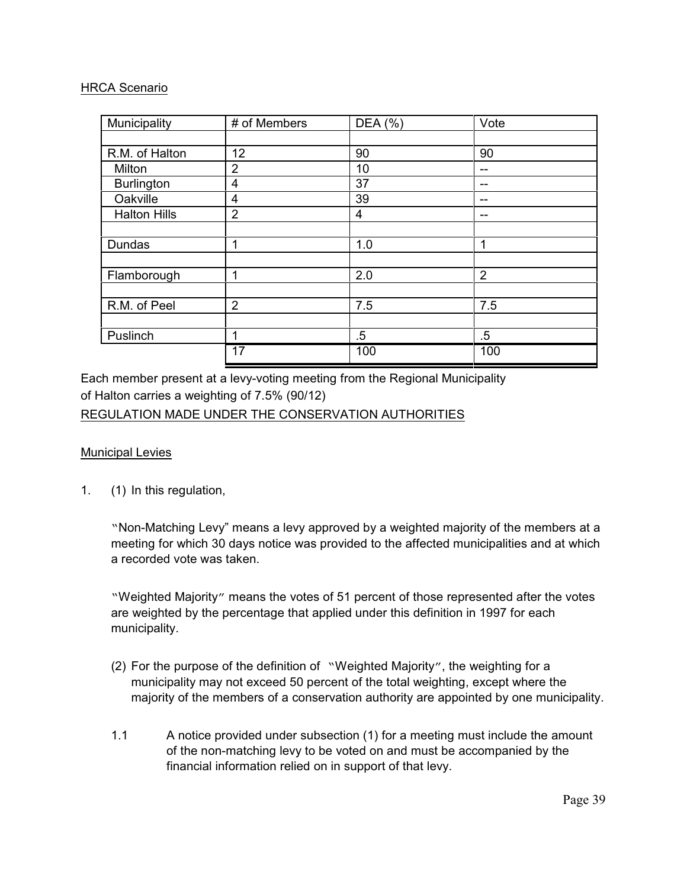HRCA Scenario

| Municipality | # of Members | DEA (%) | Vote |
|---|---|---|---|
| | | | |
| R.M. of Halton | 12 | 90 | 90 |
| Milton | 2 | 10 | -- |
| Burlington | 4 | 37 | -- |
| Oakville | 4 | 39 | -- |
| Halton Hills | 2 | 4 | -- |
| | | | |
| Dundas | 1 | 1.0 | 1 |
| | | | |
| Flamborough | 1 | 2.0 | 2 |
| | | | |
| R.M. of Peel | 2 | 7.5 | 7.5 |
| | | | |
| Puslinch | 1 | .5 | .5 |
| | 17 | 100 | 100 |

Each member present at a levy-voting meeting from the Regional Municipality of Halton carries a weighting of 7.5% (90/12)

REGULATION MADE UNDER THE CONSERVATION AUTHORITIES

Municipal Levies

1. (1) In this regulation,

   "Non-Matching Levy" means a levy approved by a weighted majority of the members at a meeting for which 30 days notice was provided to the affected municipalities and at which a recorded vote was taken.

   "Weighted Majority" means the votes of 51 percent of those represented after the votes are weighted by the percentage that applied under this definition in 1997 for each municipality.

   (2) For the purpose of the definition of "Weighted Majority", the weighting for a municipality may not exceed 50 percent of the total weighting, except where the majority of the members of a conservation authority are appointed by one municipality.

   1.1 A notice provided under subsection (1) for a meeting must include the amount of the non-matching levy to be voted on and must be accompanied by the financial information relied on in support of that levy.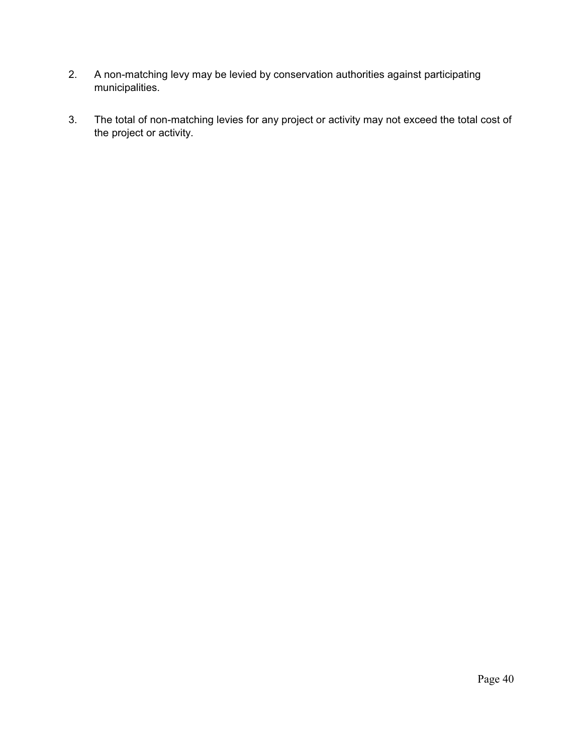2. A non-matching levy may be levied by conservation authorities against participating municipalities.

3. The total of non-matching levies for any project or activity may not exceed the total cost of the project or activity.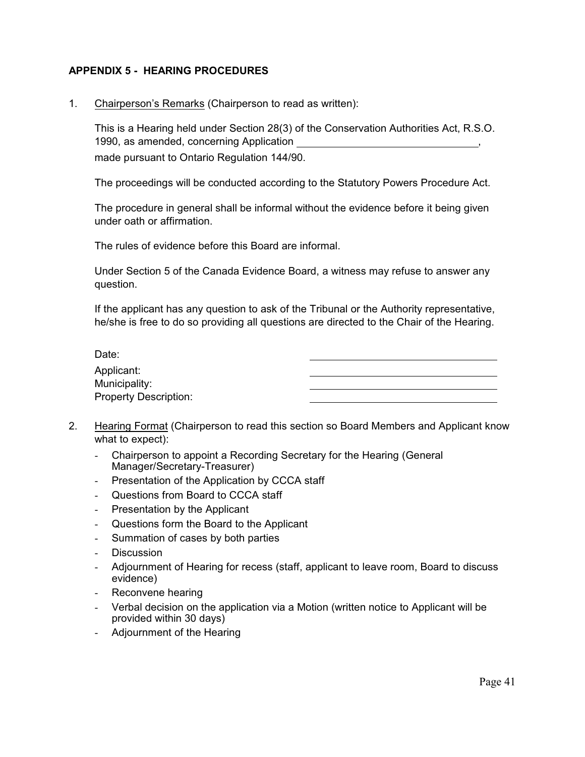## APPENDIX 5 - HEARING PROCEDURES

1. Chairperson's Remarks (Chairperson to read as written):

   This is a Hearing held under Section 28(3) of the Conservation Authorities Act, R.S.O. 1990, as amended, concerning Application ______________________________, made pursuant to Ontario Regulation 144/90.

   The proceedings will be conducted according to the Statutory Powers Procedure Act.

   The procedure in general shall be informal without the evidence before it being given under oath or affirmation.

   The rules of evidence before this Board are informal.

   Under Section 5 of the Canada Evidence Board, a witness may refuse to answer any question.

   If the applicant has any question to ask of the Tribunal or the Authority representative, he/she is free to do so providing all questions are directed to the Chair of the Hearing.

   Date: ______________________________

   Applicant: ______________________________

   Municipality: ______________________________

   Property Description: ______________________________

2. Hearing Format (Chairperson to read this section so Board Members and Applicant know what to expect):
   - Chairperson to appoint a Recording Secretary for the Hearing (General Manager/Secretary-Treasurer)
   - Presentation of the Application by CCCA staff
   - Questions from Board to CCCA staff
   - Presentation by the Applicant
   - Questions form the Board to the Applicant
   - Summation of cases by both parties
   - Discussion
   - Adjournment of Hearing for recess (staff, applicant to leave room, Board to discuss evidence)
   - Reconvene hearing
   - Verbal decision on the application via a Motion (written notice to Applicant will be provided within 30 days)
   - Adjournment of the Hearing